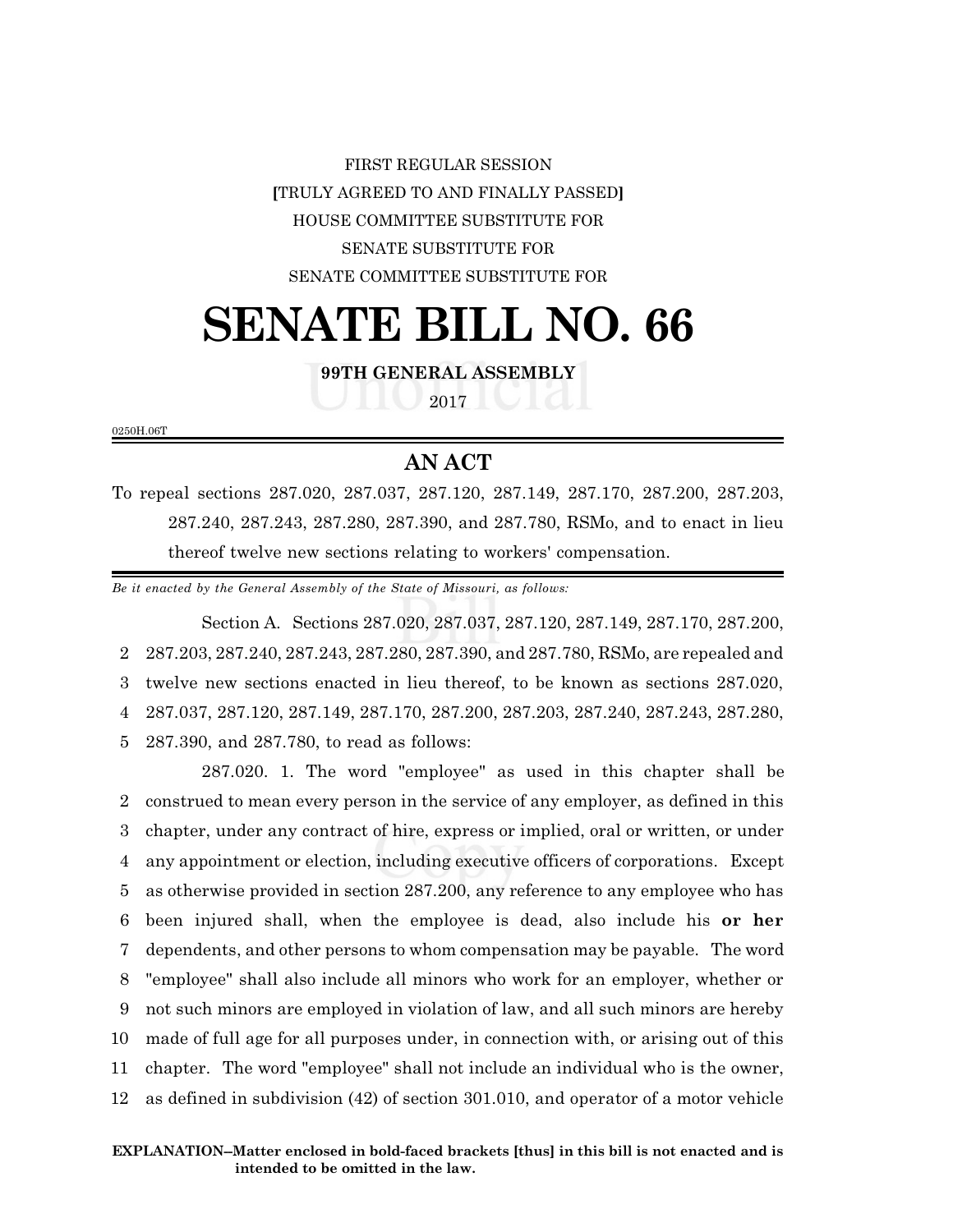FIRST REGULAR SESSION

[TRULY AGREED TO AND FINALLY PASSED]

HOUSE COMMITTEE SUBSTITUTE FOR

SENATE SUBSTITUTE FOR

SENATE COMMITTEE SUBSTITUTE FOR

# SENATE BILL NO. 66

**99TH GENERAL ASSEMBLY**

2017

0250H.06T

## AN ACT

To repeal sections 287.020, 287.037, 287.120, 287.149, 287.170, 287.200, 287.203, 287.240, 287.243, 287.280, 287.390, and 287.780, RSMo, and to enact in lieu thereof twelve new sections relating to workers' compensation.

*Be it enacted by the General Assembly of the State of Missouri, as follows:*

Section A. Sections 287.020, 287.037, 287.120, 287.149, 287.170, 287.200, 287.203, 287.240, 287.243, 287.280, 287.390, and 287.780, RSMo, are repealed and twelve new sections enacted in lieu thereof, to be known as sections 287.020, 287.037, 287.120, 287.149, 287.170, 287.200, 287.203, 287.240, 287.243, 287.280, 287.390, and 287.780, to read as follows:

287.020. 1. The word "employee" as used in this chapter shall be construed to mean every person in the service of any employer, as defined in this chapter, under any contract of hire, express or implied, oral or written, or under any appointment or election, including executive officers of corporations. Except as otherwise provided in section 287.200, any reference to any employee who has been injured shall, when the employee is dead, also include his **or her** dependents, and other persons to whom compensation may be payable. The word "employee" shall also include all minors who work for an employer, whether or not such minors are employed in violation of law, and all such minors are hereby made of full age for all purposes under, in connection with, or arising out of this chapter. The word "employee" shall not include an individual who is the owner, as defined in subdivision (42) of section 301.010, and operator of a motor vehicle

**EXPLANATION–Matter enclosed in bold-faced brackets [thus] in this bill is not enacted and is intended to be omitted in the law.**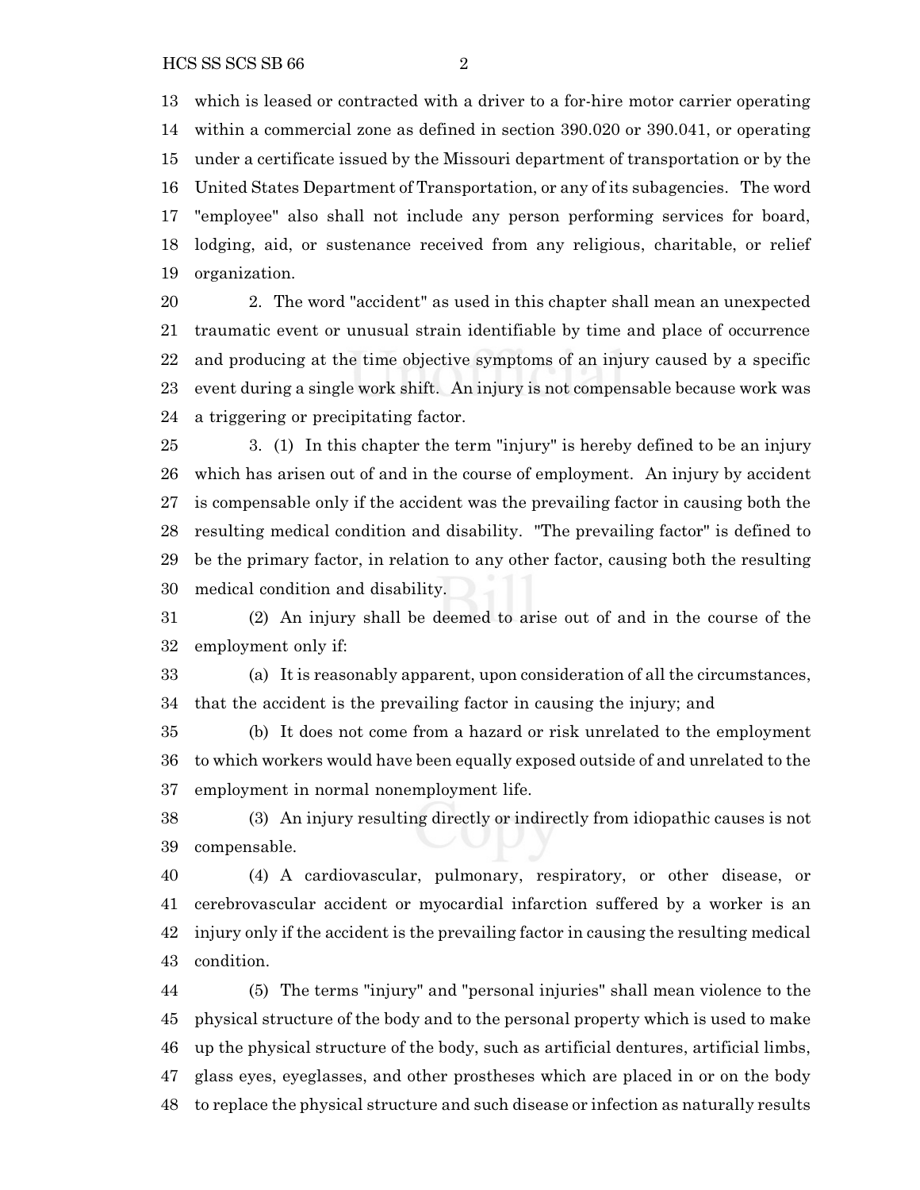which is leased or contracted with a driver to a for-hire motor carrier operating within a commercial zone as defined in section 390.020 or 390.041, or operating under a certificate issued by the Missouri department of transportation or by the United States Department of Transportation, or any of its subagencies. The word "employee" also shall not include any person performing services for board, lodging, aid, or sustenance received from any religious, charitable, or relief organization.

2. The word "accident" as used in this chapter shall mean an unexpected traumatic event or unusual strain identifiable by time and place of occurrence and producing at the time objective symptoms of an injury caused by a specific event during a single work shift. An injury is not compensable because work was a triggering or precipitating factor.

3. (1) In this chapter the term "injury" is hereby defined to be an injury which has arisen out of and in the course of employment. An injury by accident is compensable only if the accident was the prevailing factor in causing both the resulting medical condition and disability. "The prevailing factor" is defined to be the primary factor, in relation to any other factor, causing both the resulting medical condition and disability.

(2) An injury shall be deemed to arise out of and in the course of the employment only if:

(a) It is reasonably apparent, upon consideration of all the circumstances, that the accident is the prevailing factor in causing the injury; and

(b) It does not come from a hazard or risk unrelated to the employment to which workers would have been equally exposed outside of and unrelated to the employment in normal nonemployment life.

(3) An injury resulting directly or indirectly from idiopathic causes is not compensable.

(4) A cardiovascular, pulmonary, respiratory, or other disease, or cerebrovascular accident or myocardial infarction suffered by a worker is an injury only if the accident is the prevailing factor in causing the resulting medical condition.

(5) The terms "injury" and "personal injuries" shall mean violence to the physical structure of the body and to the personal property which is used to make up the physical structure of the body, such as artificial dentures, artificial limbs, glass eyes, eyeglasses, and other prostheses which are placed in or on the body to replace the physical structure and such disease or infection as naturally results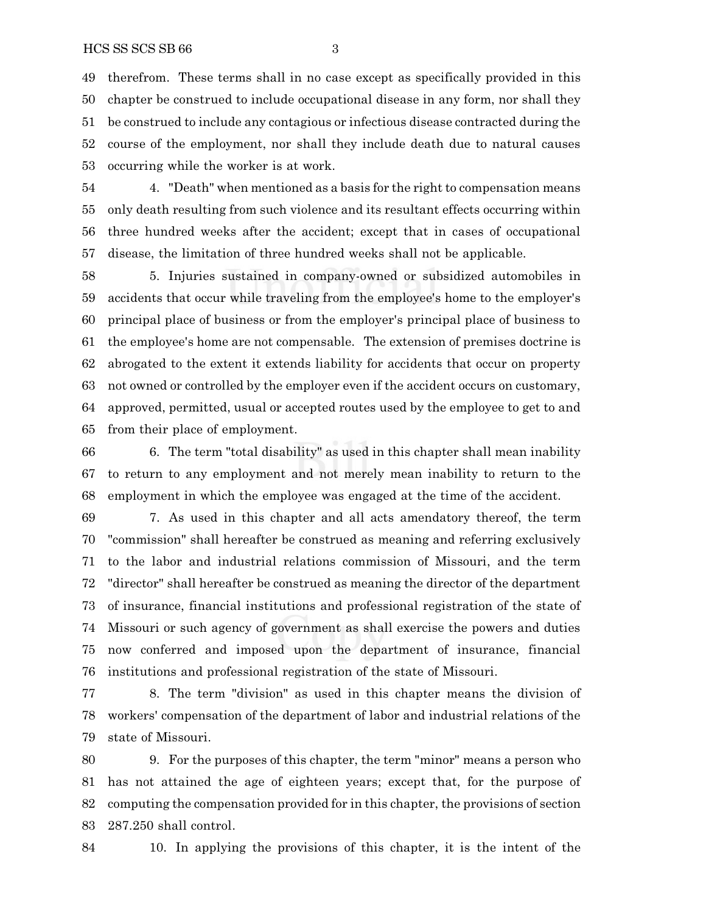therefrom. These terms shall in no case except as specifically provided in this chapter be construed to include occupational disease in any form, nor shall they be construed to include any contagious or infectious disease contracted during the course of the employment, nor shall they include death due to natural causes occurring while the worker is at work.

4. "Death" when mentioned as a basis for the right to compensation means only death resulting from such violence and its resultant effects occurring within three hundred weeks after the accident; except that in cases of occupational disease, the limitation of three hundred weeks shall not be applicable.

5. Injuries sustained in company-owned or subsidized automobiles in accidents that occur while traveling from the employee's home to the employer's principal place of business or from the employer's principal place of business to the employee's home are not compensable. The extension of premises doctrine is abrogated to the extent it extends liability for accidents that occur on property not owned or controlled by the employer even if the accident occurs on customary, approved, permitted, usual or accepted routes used by the employee to get to and from their place of employment.

6. The term "total disability" as used in this chapter shall mean inability to return to any employment and not merely mean inability to return to the employment in which the employee was engaged at the time of the accident.

7. As used in this chapter and all acts amendatory thereof, the term "commission" shall hereafter be construed as meaning and referring exclusively to the labor and industrial relations commission of Missouri, and the term "director" shall hereafter be construed as meaning the director of the department of insurance, financial institutions and professional registration of the state of Missouri or such agency of government as shall exercise the powers and duties now conferred and imposed upon the department of insurance, financial institutions and professional registration of the state of Missouri.

8. The term "division" as used in this chapter means the division of workers' compensation of the department of labor and industrial relations of the state of Missouri.

9. For the purposes of this chapter, the term "minor" means a person who has not attained the age of eighteen years; except that, for the purpose of computing the compensation provided for in this chapter, the provisions of section 287.250 shall control.

10. In applying the provisions of this chapter, it is the intent of the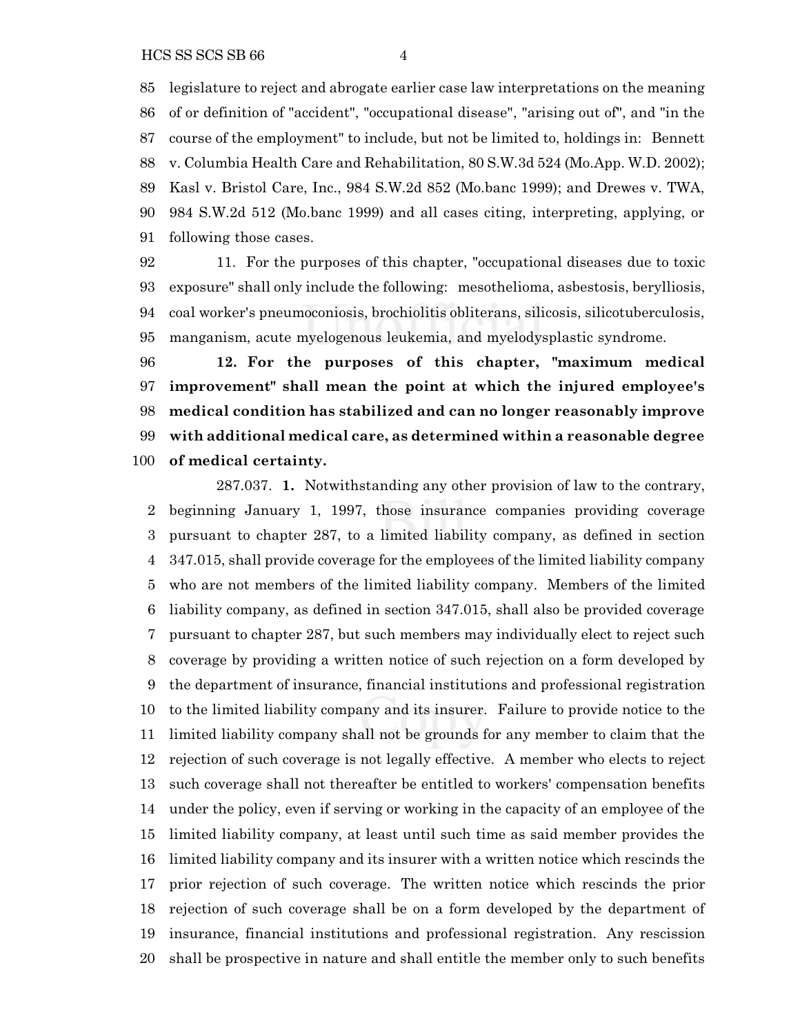legislature to reject and abrogate earlier case law interpretations on the meaning of or definition of "accident", "occupational disease", "arising out of", and "in the course of the employment" to include, but not be limited to, holdings in: Bennett v. Columbia Health Care and Rehabilitation, 80 S.W.3d 524 (Mo.App. W.D. 2002); Kasl v. Bristol Care, Inc., 984 S.W.2d 852 (Mo.banc 1999); and Drewes v. TWA, 984 S.W.2d 512 (Mo.banc 1999) and all cases citing, interpreting, applying, or following those cases.

11. For the purposes of this chapter, "occupational diseases due to toxic exposure" shall only include the following: mesothelioma, asbestosis, berylliosis, coal worker's pneumoconiosis, brochiolitis obliterans, silicosis, silicotuberculosis, manganism, acute myelogenous leukemia, and myelodysplastic syndrome.

**12. For the purposes of this chapter, "maximum medical improvement" shall mean the point at which the injured employee's medical condition has stabilized and can no longer reasonably improve with additional medical care, as determined within a reasonable degree of medical certainty.**

287.037. **1.** Notwithstanding any other provision of law to the contrary, beginning January 1, 1997, those insurance companies providing coverage pursuant to chapter 287, to a limited liability company, as defined in section 347.015, shall provide coverage for the employees of the limited liability company who are not members of the limited liability company. Members of the limited liability company, as defined in section 347.015, shall also be provided coverage pursuant to chapter 287, but such members may individually elect to reject such coverage by providing a written notice of such rejection on a form developed by the department of insurance, financial institutions and professional registration to the limited liability company and its insurer. Failure to provide notice to the limited liability company shall not be grounds for any member to claim that the rejection of such coverage is not legally effective. A member who elects to reject such coverage shall not thereafter be entitled to workers' compensation benefits under the policy, even if serving or working in the capacity of an employee of the limited liability company, at least until such time as said member provides the limited liability company and its insurer with a written notice which rescinds the prior rejection of such coverage. The written notice which rescinds the prior rejection of such coverage shall be on a form developed by the department of insurance, financial institutions and professional registration. Any rescission shall be prospective in nature and shall entitle the member only to such benefits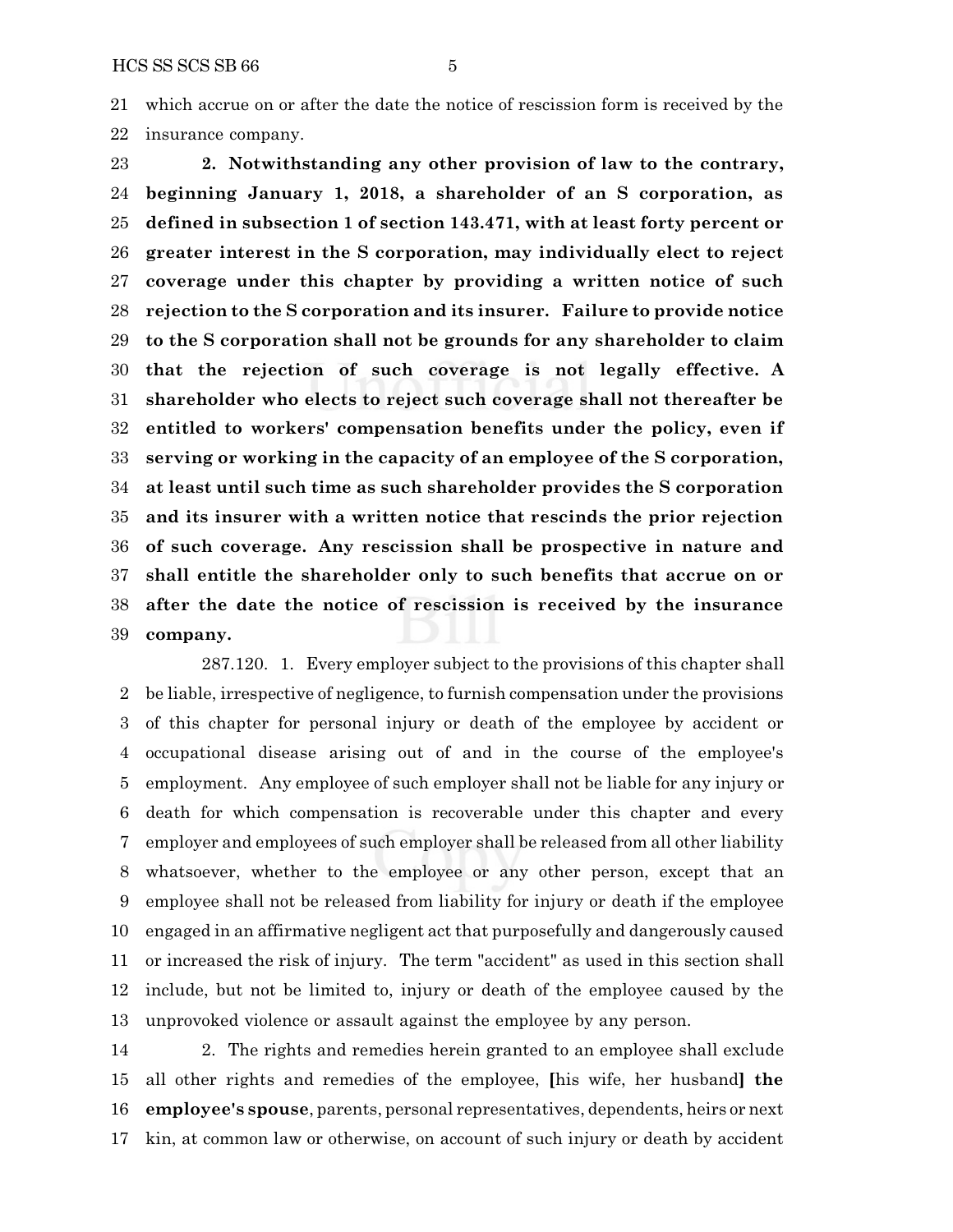which accrue on or after the date the notice of rescission form is received by the insurance company.

**2. Notwithstanding any other provision of law to the contrary, beginning January 1, 2018, a shareholder of an S corporation, as defined in subsection 1 of section 143.471, with at least forty percent or greater interest in the S corporation, may individually elect to reject coverage under this chapter by providing a written notice of such rejection to the S corporation and its insurer. Failure to provide notice to the S corporation shall not be grounds for any shareholder to claim that the rejection of such coverage is not legally effective. A shareholder who elects to reject such coverage shall not thereafter be entitled to workers' compensation benefits under the policy, even if serving or working in the capacity of an employee of the S corporation, at least until such time as such shareholder provides the S corporation and its insurer with a written notice that rescinds the prior rejection of such coverage. Any rescission shall be prospective in nature and shall entitle the shareholder only to such benefits that accrue on or after the date the notice of rescission is received by the insurance company.**

287.120. 1. Every employer subject to the provisions of this chapter shall be liable, irrespective of negligence, to furnish compensation under the provisions of this chapter for personal injury or death of the employee by accident or occupational disease arising out of and in the course of the employee's employment. Any employee of such employer shall not be liable for any injury or death for which compensation is recoverable under this chapter and every employer and employees of such employer shall be released from all other liability whatsoever, whether to the employee or any other person, except that an employee shall not be released from liability for injury or death if the employee engaged in an affirmative negligent act that purposefully and dangerously caused or increased the risk of injury. The term "accident" as used in this section shall include, but not be limited to, injury or death of the employee caused by the unprovoked violence or assault against the employee by any person.

2. The rights and remedies herein granted to an employee shall exclude all other rights and remedies of the employee, [his wife, her husband] **the employee's spouse**, parents, personal representatives, dependents, heirs or next kin, at common law or otherwise, on account of such injury or death by accident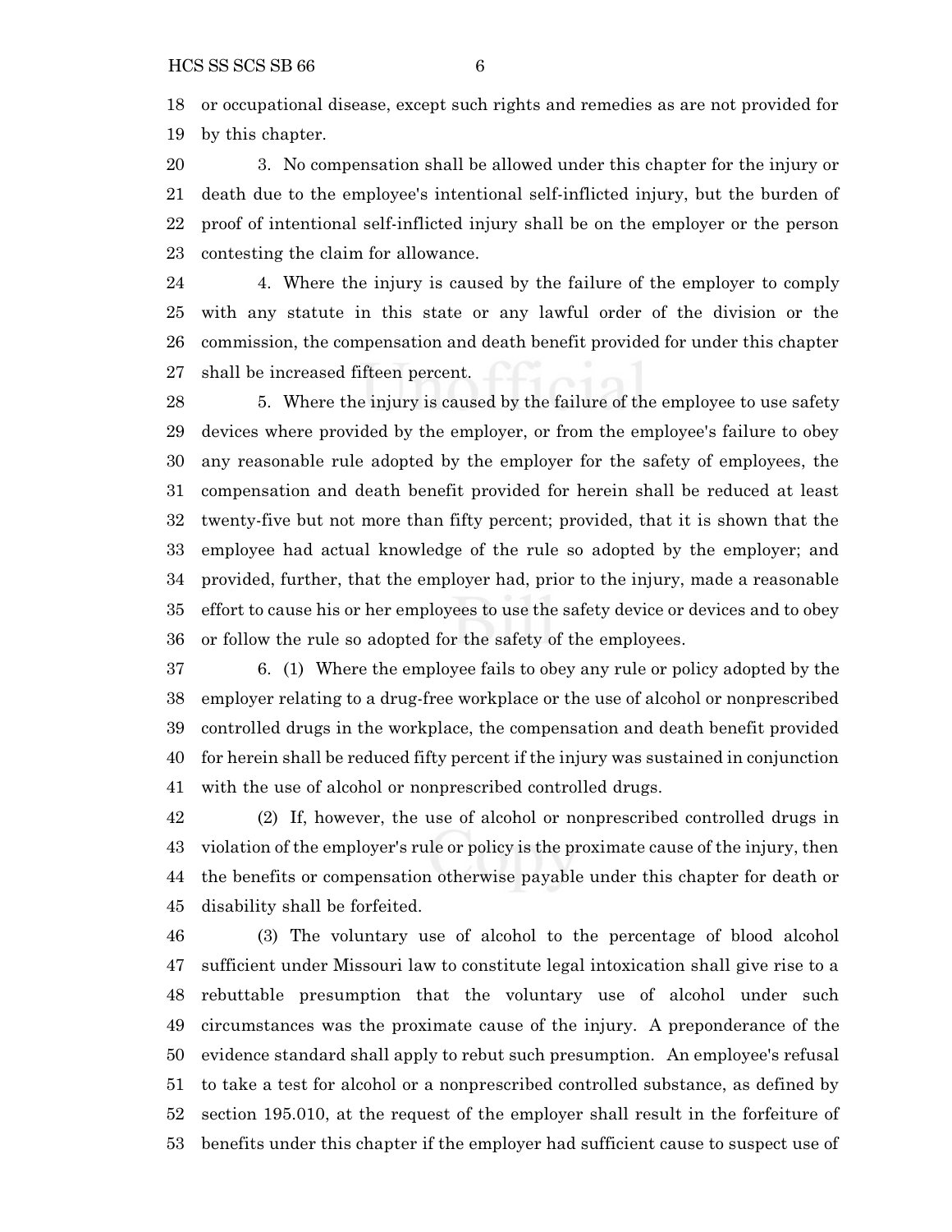or occupational disease, except such rights and remedies as are not provided for by this chapter.

3. No compensation shall be allowed under this chapter for the injury or death due to the employee's intentional self-inflicted injury, but the burden of proof of intentional self-inflicted injury shall be on the employer or the person contesting the claim for allowance.

4. Where the injury is caused by the failure of the employer to comply with any statute in this state or any lawful order of the division or the commission, the compensation and death benefit provided for under this chapter shall be increased fifteen percent.

5. Where the injury is caused by the failure of the employee to use safety devices where provided by the employer, or from the employee's failure to obey any reasonable rule adopted by the employer for the safety of employees, the compensation and death benefit provided for herein shall be reduced at least twenty-five but not more than fifty percent; provided, that it is shown that the employee had actual knowledge of the rule so adopted by the employer; and provided, further, that the employer had, prior to the injury, made a reasonable effort to cause his or her employees to use the safety device or devices and to obey or follow the rule so adopted for the safety of the employees.

6. (1) Where the employee fails to obey any rule or policy adopted by the employer relating to a drug-free workplace or the use of alcohol or nonprescribed controlled drugs in the workplace, the compensation and death benefit provided for herein shall be reduced fifty percent if the injury was sustained in conjunction with the use of alcohol or nonprescribed controlled drugs.

(2) If, however, the use of alcohol or nonprescribed controlled drugs in violation of the employer's rule or policy is the proximate cause of the injury, then the benefits or compensation otherwise payable under this chapter for death or disability shall be forfeited.

(3) The voluntary use of alcohol to the percentage of blood alcohol sufficient under Missouri law to constitute legal intoxication shall give rise to a rebuttable presumption that the voluntary use of alcohol under such circumstances was the proximate cause of the injury. A preponderance of the evidence standard shall apply to rebut such presumption. An employee's refusal to take a test for alcohol or a nonprescribed controlled substance, as defined by section 195.010, at the request of the employer shall result in the forfeiture of benefits under this chapter if the employer had sufficient cause to suspect use of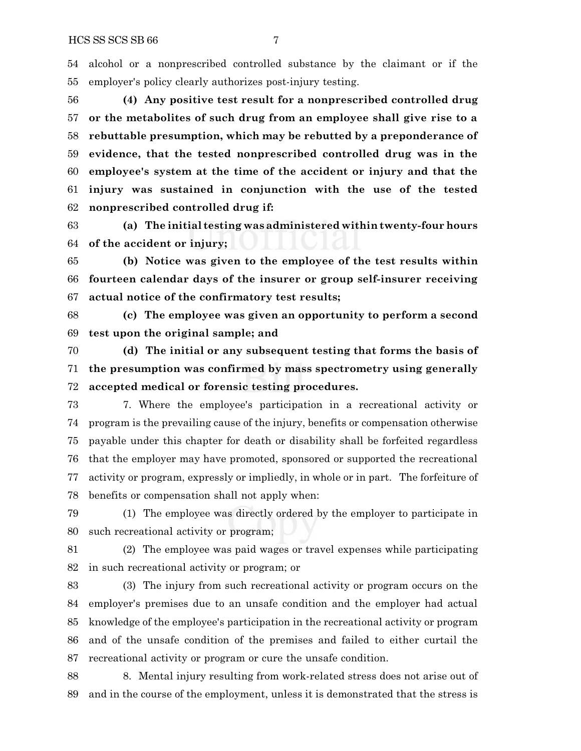alcohol or a nonprescribed controlled substance by the claimant or if the employer's policy clearly authorizes post-injury testing.

**(4) Any positive test result for a nonprescribed controlled drug or the metabolites of such drug from an employee shall give rise to a rebuttable presumption, which may be rebutted by a preponderance of evidence, that the tested nonprescribed controlled drug was in the employee's system at the time of the accident or injury and that the injury was sustained in conjunction with the use of the tested nonprescribed controlled drug if:**

**(a) The initial testing was administered within twenty-four hours of the accident or injury;**

**(b) Notice was given to the employee of the test results within fourteen calendar days of the insurer or group self-insurer receiving actual notice of the confirmatory test results;**

**(c) The employee was given an opportunity to perform a second test upon the original sample; and**

**(d) The initial or any subsequent testing that forms the basis of the presumption was confirmed by mass spectrometry using generally accepted medical or forensic testing procedures.**

7. Where the employee's participation in a recreational activity or program is the prevailing cause of the injury, benefits or compensation otherwise payable under this chapter for death or disability shall be forfeited regardless that the employer may have promoted, sponsored or supported the recreational activity or program, expressly or impliedly, in whole or in part. The forfeiture of benefits or compensation shall not apply when:

(1) The employee was directly ordered by the employer to participate in such recreational activity or program;

(2) The employee was paid wages or travel expenses while participating in such recreational activity or program; or

(3) The injury from such recreational activity or program occurs on the employer's premises due to an unsafe condition and the employer had actual knowledge of the employee's participation in the recreational activity or program and of the unsafe condition of the premises and failed to either curtail the recreational activity or program or cure the unsafe condition.

8. Mental injury resulting from work-related stress does not arise out of and in the course of the employment, unless it is demonstrated that the stress is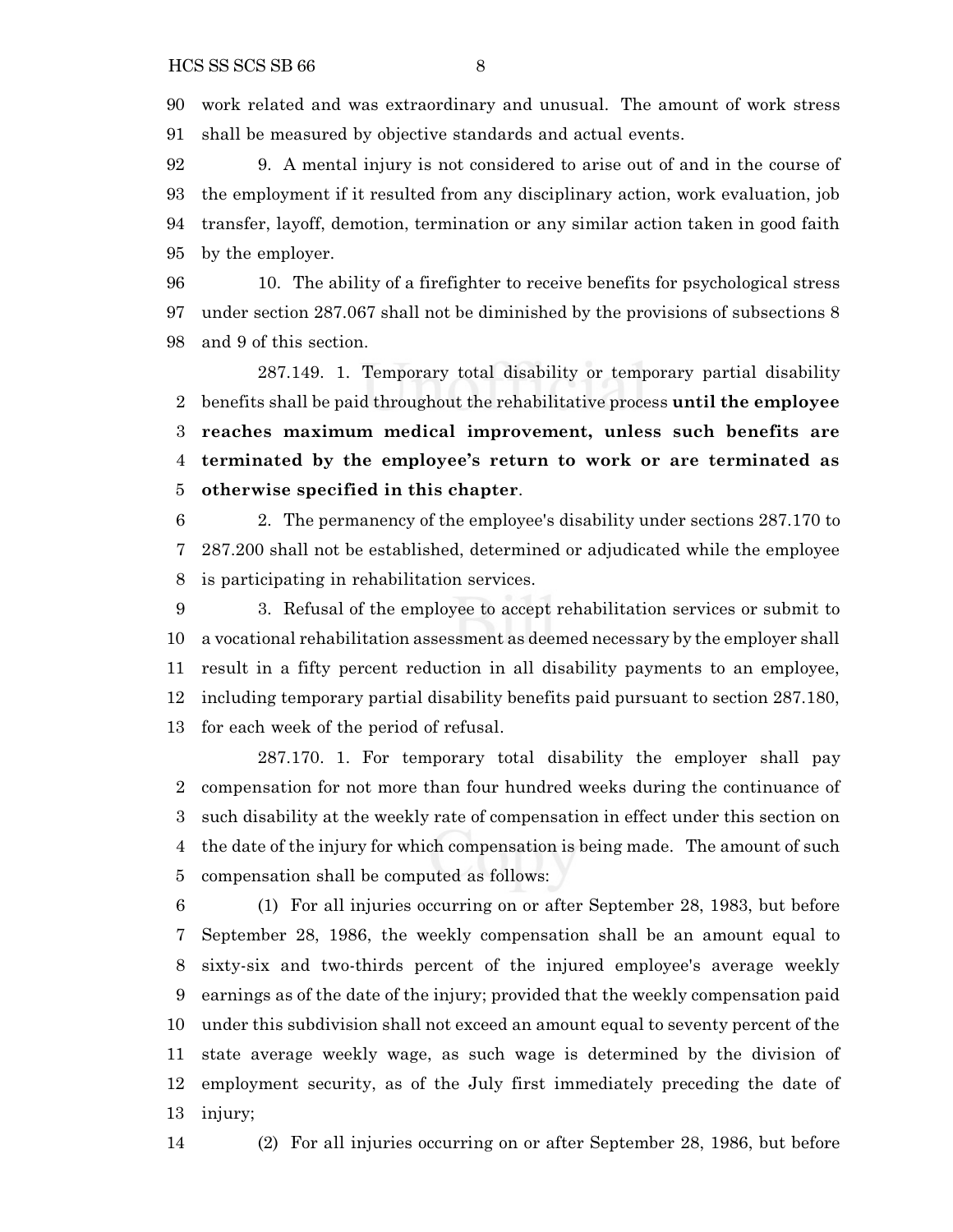work related and was extraordinary and unusual. The amount of work stress shall be measured by objective standards and actual events.

9. A mental injury is not considered to arise out of and in the course of the employment if it resulted from any disciplinary action, work evaluation, job transfer, layoff, demotion, termination or any similar action taken in good faith by the employer.

10. The ability of a firefighter to receive benefits for psychological stress under section 287.067 shall not be diminished by the provisions of subsections 8 and 9 of this section.

287.149. 1. Temporary total disability or temporary partial disability benefits shall be paid throughout the rehabilitative process **until the employee reaches maximum medical improvement, unless such benefits are terminated by the employee's return to work or are terminated as otherwise specified in this chapter**.

2. The permanency of the employee's disability under sections 287.170 to 287.200 shall not be established, determined or adjudicated while the employee is participating in rehabilitation services.

3. Refusal of the employee to accept rehabilitation services or submit to a vocational rehabilitation assessment as deemed necessary by the employer shall result in a fifty percent reduction in all disability payments to an employee, including temporary partial disability benefits paid pursuant to section 287.180, for each week of the period of refusal.

287.170. 1. For temporary total disability the employer shall pay compensation for not more than four hundred weeks during the continuance of such disability at the weekly rate of compensation in effect under this section on the date of the injury for which compensation is being made. The amount of such compensation shall be computed as follows:

(1) For all injuries occurring on or after September 28, 1983, but before September 28, 1986, the weekly compensation shall be an amount equal to sixty-six and two-thirds percent of the injured employee's average weekly earnings as of the date of the injury; provided that the weekly compensation paid under this subdivision shall not exceed an amount equal to seventy percent of the state average weekly wage, as such wage is determined by the division of employment security, as of the July first immediately preceding the date of injury;

(2) For all injuries occurring on or after September 28, 1986, but before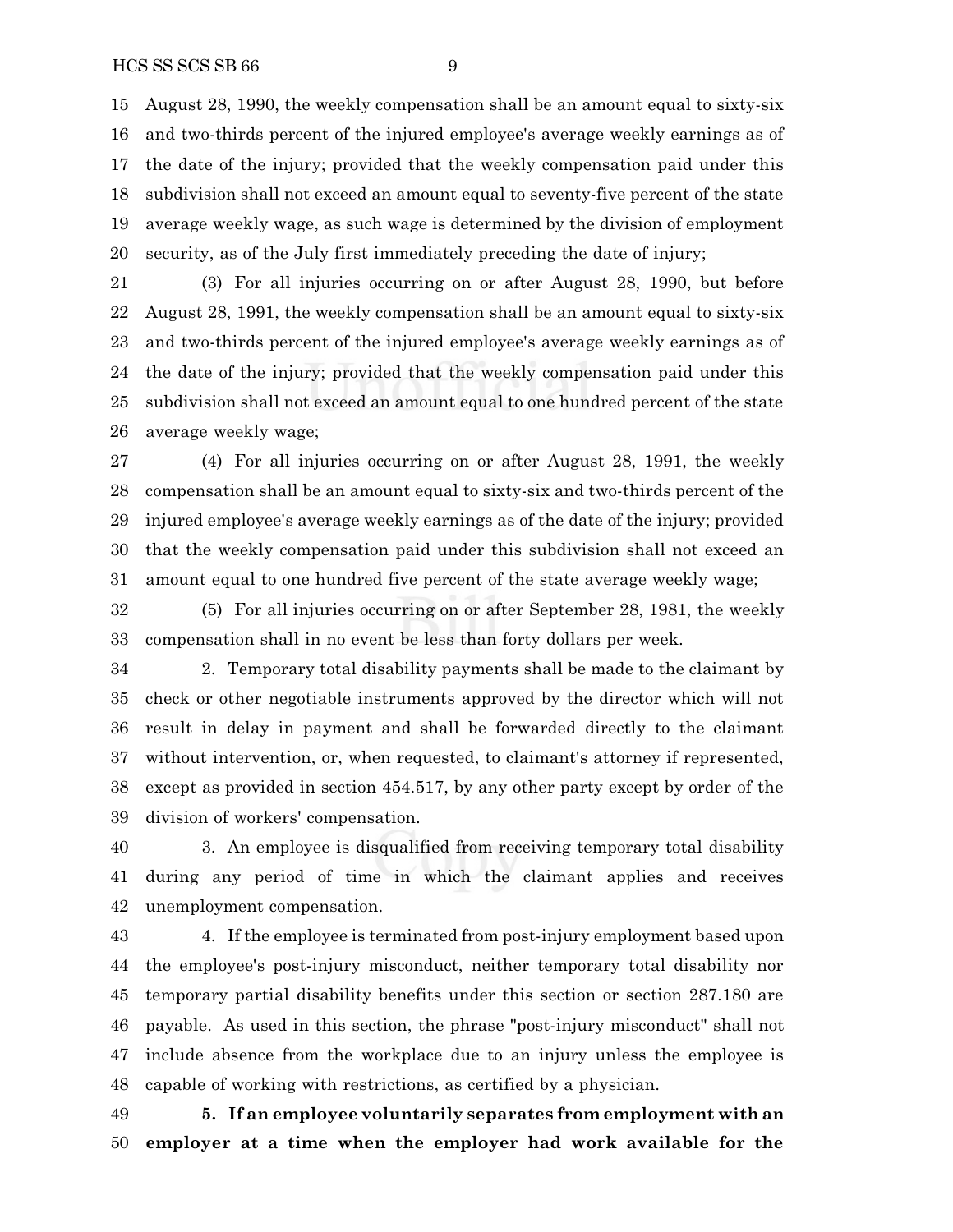August 28, 1990, the weekly compensation shall be an amount equal to sixty-six and two-thirds percent of the injured employee's average weekly earnings as of the date of the injury; provided that the weekly compensation paid under this subdivision shall not exceed an amount equal to seventy-five percent of the state average weekly wage, as such wage is determined by the division of employment security, as of the July first immediately preceding the date of injury;

(3) For all injuries occurring on or after August 28, 1990, but before August 28, 1991, the weekly compensation shall be an amount equal to sixty-six and two-thirds percent of the injured employee's average weekly earnings as of the date of the injury; provided that the weekly compensation paid under this subdivision shall not exceed an amount equal to one hundred percent of the state average weekly wage;

(4) For all injuries occurring on or after August 28, 1991, the weekly compensation shall be an amount equal to sixty-six and two-thirds percent of the injured employee's average weekly earnings as of the date of the injury; provided that the weekly compensation paid under this subdivision shall not exceed an amount equal to one hundred five percent of the state average weekly wage;

(5) For all injuries occurring on or after September 28, 1981, the weekly compensation shall in no event be less than forty dollars per week.

2. Temporary total disability payments shall be made to the claimant by check or other negotiable instruments approved by the director which will not result in delay in payment and shall be forwarded directly to the claimant without intervention, or, when requested, to claimant's attorney if represented, except as provided in section 454.517, by any other party except by order of the division of workers' compensation.

3. An employee is disqualified from receiving temporary total disability during any period of time in which the claimant applies and receives unemployment compensation.

4. If the employee is terminated from post-injury employment based upon the employee's post-injury misconduct, neither temporary total disability nor temporary partial disability benefits under this section or section 287.180 are payable. As used in this section, the phrase "post-injury misconduct" shall not include absence from the workplace due to an injury unless the employee is capable of working with restrictions, as certified by a physician.

**5. If an employee voluntarily separates from employment with an employer at a time when the employer had work available for the**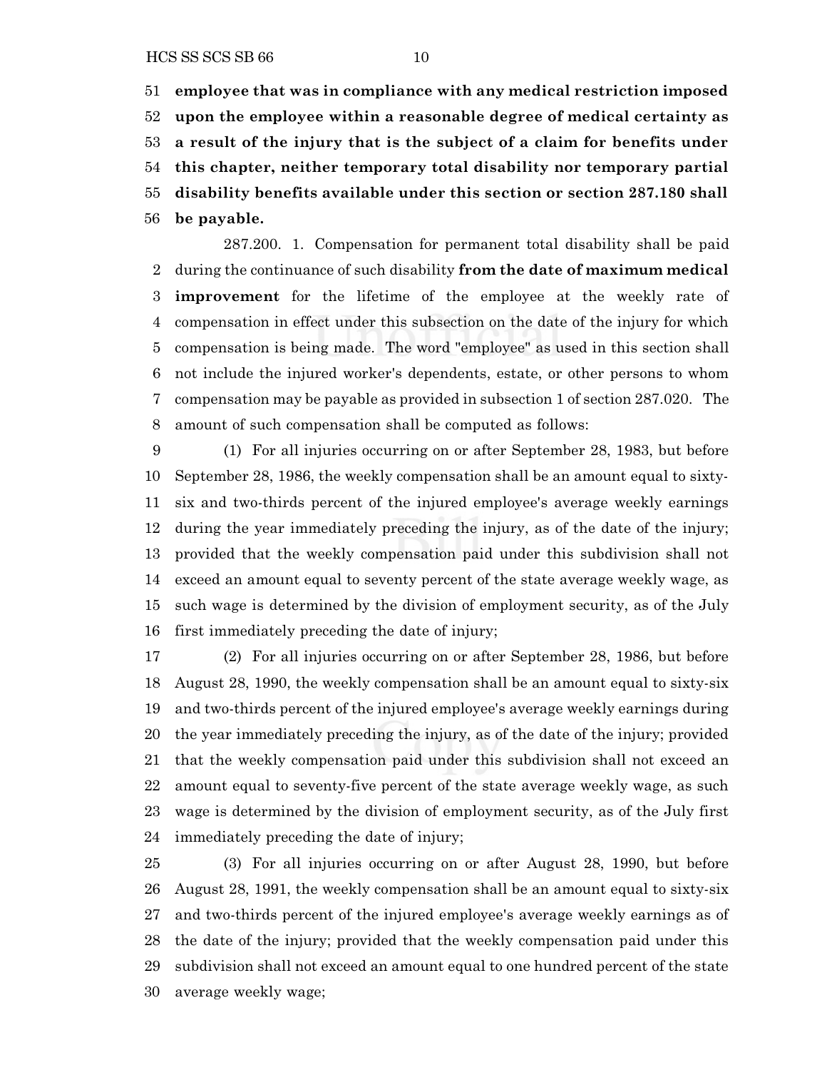**employee that was in compliance with any medical restriction imposed upon the employee within a reasonable degree of medical certainty as a result of the injury that is the subject of a claim for benefits under this chapter, neither temporary total disability nor temporary partial disability benefits available under this section or section 287.180 shall be payable.**

287.200. 1. Compensation for permanent total disability shall be paid during the continuance of such disability **from the date of maximum medical improvement** for the lifetime of the employee at the weekly rate of compensation in effect under this subsection on the date of the injury for which compensation is being made. The word "employee" as used in this section shall not include the injured worker's dependents, estate, or other persons to whom compensation may be payable as provided in subsection 1 of section 287.020. The amount of such compensation shall be computed as follows:

(1) For all injuries occurring on or after September 28, 1983, but before September 28, 1986, the weekly compensation shall be an amount equal to sixty-six and two-thirds percent of the injured employee's average weekly earnings during the year immediately preceding the injury, as of the date of the injury; provided that the weekly compensation paid under this subdivision shall not exceed an amount equal to seventy percent of the state average weekly wage, as such wage is determined by the division of employment security, as of the July first immediately preceding the date of injury;

(2) For all injuries occurring on or after September 28, 1986, but before August 28, 1990, the weekly compensation shall be an amount equal to sixty-six and two-thirds percent of the injured employee's average weekly earnings during the year immediately preceding the injury, as of the date of the injury; provided that the weekly compensation paid under this subdivision shall not exceed an amount equal to seventy-five percent of the state average weekly wage, as such wage is determined by the division of employment security, as of the July first immediately preceding the date of injury;

(3) For all injuries occurring on or after August 28, 1990, but before August 28, 1991, the weekly compensation shall be an amount equal to sixty-six and two-thirds percent of the injured employee's average weekly earnings as of the date of the injury; provided that the weekly compensation paid under this subdivision shall not exceed an amount equal to one hundred percent of the state average weekly wage;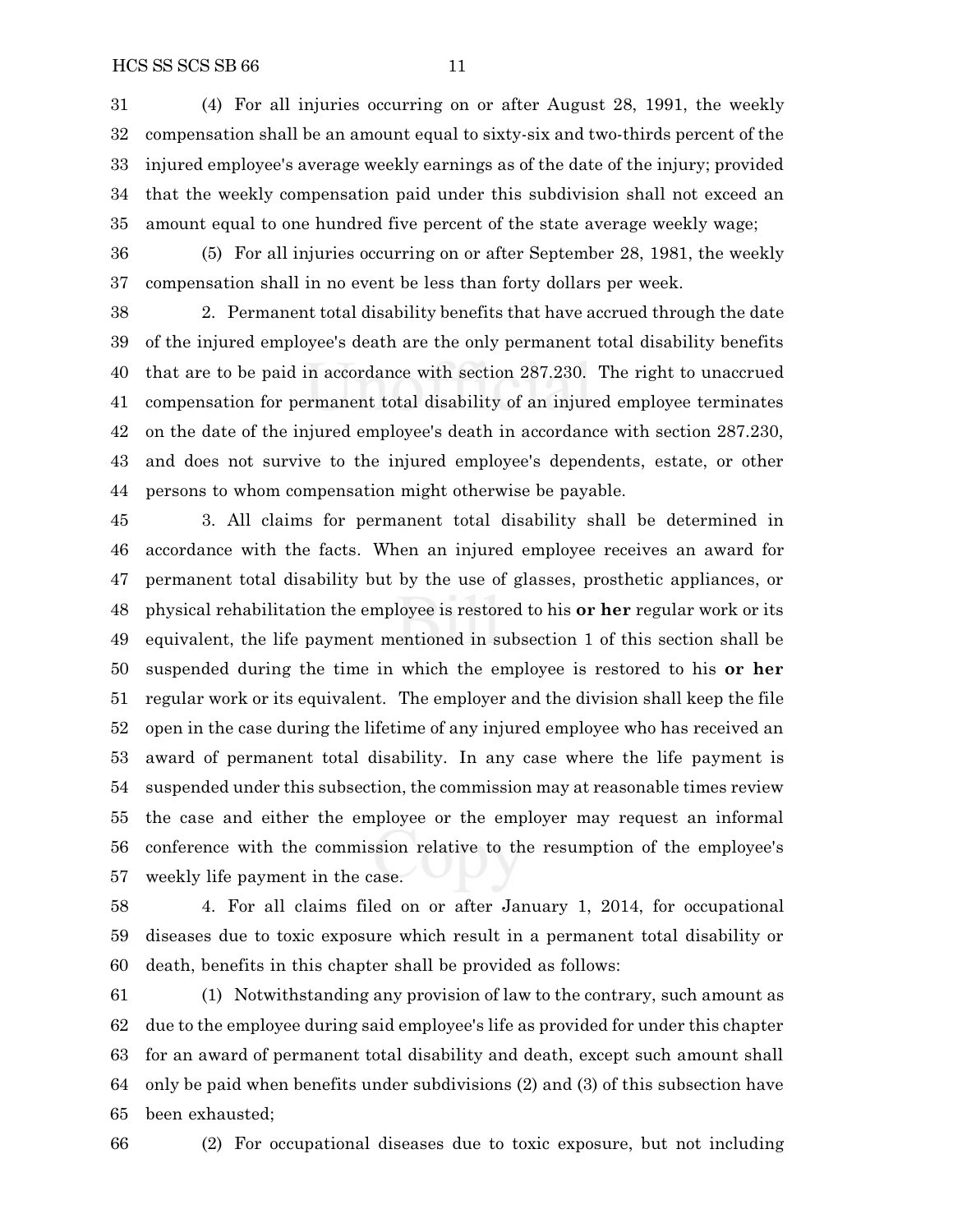(4) For all injuries occurring on or after August 28, 1991, the weekly compensation shall be an amount equal to sixty-six and two-thirds percent of the injured employee's average weekly earnings as of the date of the injury; provided that the weekly compensation paid under this subdivision shall not exceed an amount equal to one hundred five percent of the state average weekly wage;

(5) For all injuries occurring on or after September 28, 1981, the weekly compensation shall in no event be less than forty dollars per week.

2. Permanent total disability benefits that have accrued through the date of the injured employee's death are the only permanent total disability benefits that are to be paid in accordance with section 287.230. The right to unaccrued compensation for permanent total disability of an injured employee terminates on the date of the injured employee's death in accordance with section 287.230, and does not survive to the injured employee's dependents, estate, or other persons to whom compensation might otherwise be payable.

3. All claims for permanent total disability shall be determined in accordance with the facts. When an injured employee receives an award for permanent total disability but by the use of glasses, prosthetic appliances, or physical rehabilitation the employee is restored to his **or her** regular work or its equivalent, the life payment mentioned in subsection 1 of this section shall be suspended during the time in which the employee is restored to his **or her** regular work or its equivalent. The employer and the division shall keep the file open in the case during the lifetime of any injured employee who has received an award of permanent total disability. In any case where the life payment is suspended under this subsection, the commission may at reasonable times review the case and either the employee or the employer may request an informal conference with the commission relative to the resumption of the employee's weekly life payment in the case.

4. For all claims filed on or after January 1, 2014, for occupational diseases due to toxic exposure which result in a permanent total disability or death, benefits in this chapter shall be provided as follows:

(1) Notwithstanding any provision of law to the contrary, such amount as due to the employee during said employee's life as provided for under this chapter for an award of permanent total disability and death, except such amount shall only be paid when benefits under subdivisions (2) and (3) of this subsection have been exhausted;

(2) For occupational diseases due to toxic exposure, but not including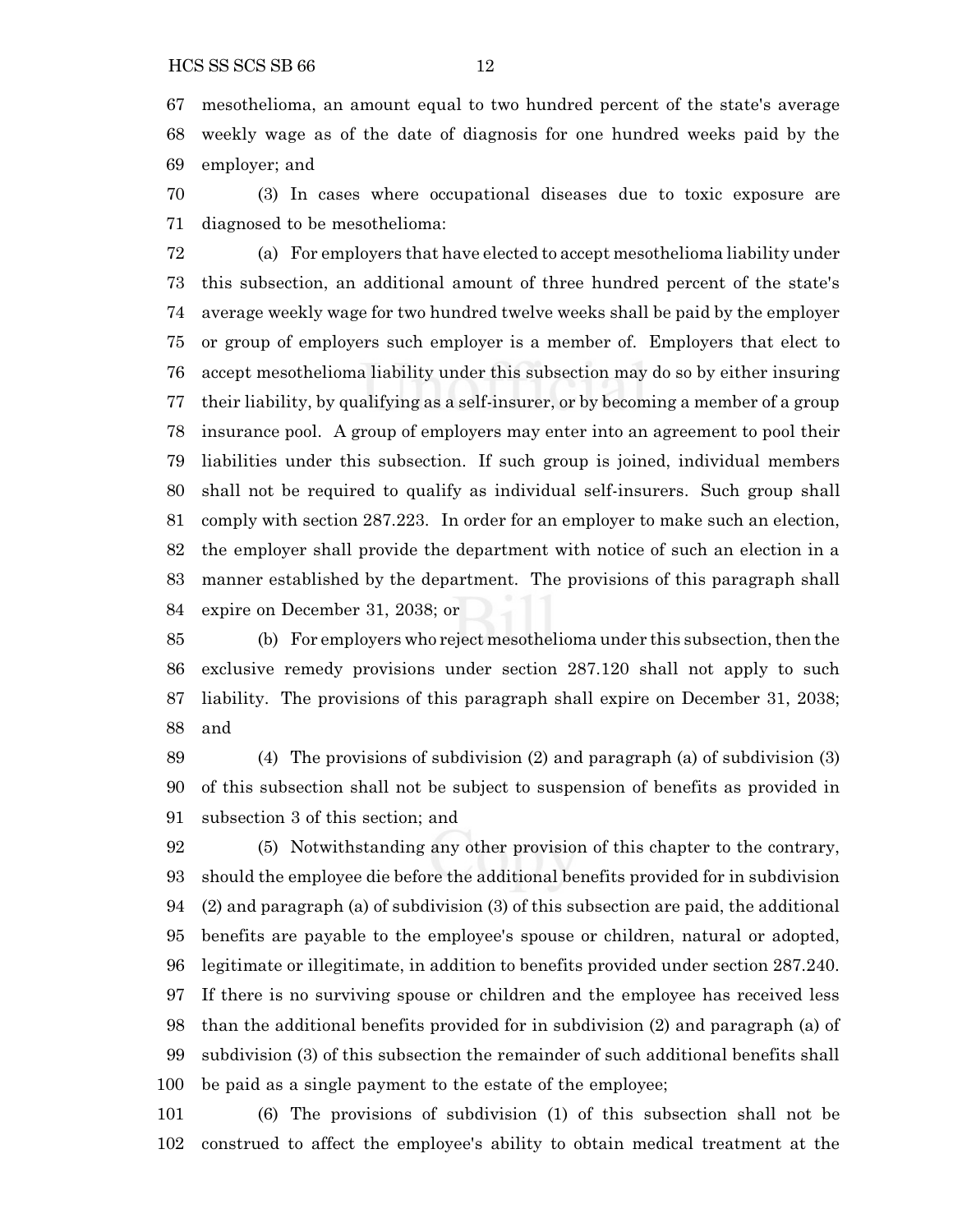mesothelioma, an amount equal to two hundred percent of the state's average weekly wage as of the date of diagnosis for one hundred weeks paid by the employer; and

(3) In cases where occupational diseases due to toxic exposure are diagnosed to be mesothelioma:

(a) For employers that have elected to accept mesothelioma liability under this subsection, an additional amount of three hundred percent of the state's average weekly wage for two hundred twelve weeks shall be paid by the employer or group of employers such employer is a member of. Employers that elect to accept mesothelioma liability under this subsection may do so by either insuring their liability, by qualifying as a self-insurer, or by becoming a member of a group insurance pool. A group of employers may enter into an agreement to pool their liabilities under this subsection. If such group is joined, individual members shall not be required to qualify as individual self-insurers. Such group shall comply with section 287.223. In order for an employer to make such an election, the employer shall provide the department with notice of such an election in a manner established by the department. The provisions of this paragraph shall expire on December 31, 2038; or

(b) For employers who reject mesothelioma under this subsection, then the exclusive remedy provisions under section 287.120 shall not apply to such liability. The provisions of this paragraph shall expire on December 31, 2038; and

(4) The provisions of subdivision (2) and paragraph (a) of subdivision (3) of this subsection shall not be subject to suspension of benefits as provided in subsection 3 of this section; and

(5) Notwithstanding any other provision of this chapter to the contrary, should the employee die before the additional benefits provided for in subdivision (2) and paragraph (a) of subdivision (3) of this subsection are paid, the additional benefits are payable to the employee's spouse or children, natural or adopted, legitimate or illegitimate, in addition to benefits provided under section 287.240. If there is no surviving spouse or children and the employee has received less than the additional benefits provided for in subdivision (2) and paragraph (a) of subdivision (3) of this subsection the remainder of such additional benefits shall be paid as a single payment to the estate of the employee;

(6) The provisions of subdivision (1) of this subsection shall not be construed to affect the employee's ability to obtain medical treatment at the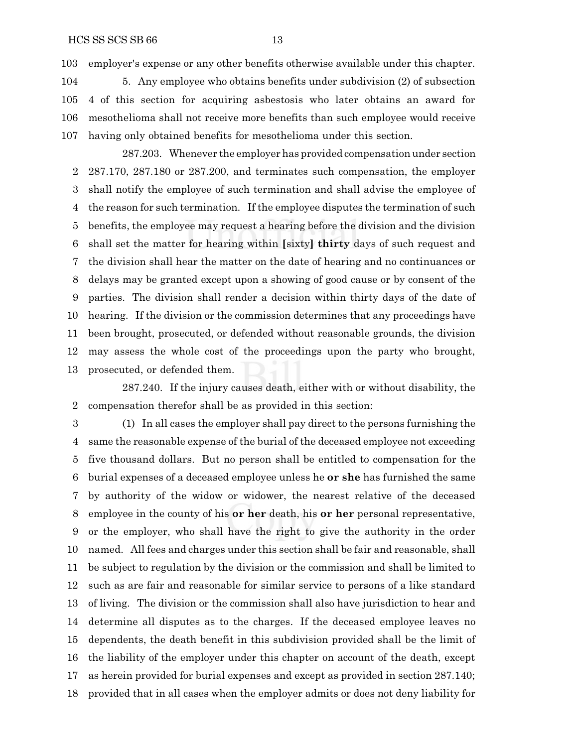employer's expense or any other benefits otherwise available under this chapter.

5. Any employee who obtains benefits under subdivision (2) of subsection 4 of this section for acquiring asbestosis who later obtains an award for mesothelioma shall not receive more benefits than such employee would receive having only obtained benefits for mesothelioma under this section.

287.203. Whenever the employer has provided compensation under section 287.170, 287.180 or 287.200, and terminates such compensation, the employer shall notify the employee of such termination and shall advise the employee of the reason for such termination. If the employee disputes the termination of such benefits, the employee may request a hearing before the division and the division shall set the matter for hearing within **[**sixty**]** **thirty** days of such request and the division shall hear the matter on the date of hearing and no continuances or delays may be granted except upon a showing of good cause or by consent of the parties. The division shall render a decision within thirty days of the date of hearing. If the division or the commission determines that any proceedings have been brought, prosecuted, or defended without reasonable grounds, the division may assess the whole cost of the proceedings upon the party who brought, prosecuted, or defended them.

287.240. If the injury causes death, either with or without disability, the compensation therefor shall be as provided in this section:

(1) In all cases the employer shall pay direct to the persons furnishing the same the reasonable expense of the burial of the deceased employee not exceeding five thousand dollars. But no person shall be entitled to compensation for the burial expenses of a deceased employee unless he **or she** has furnished the same by authority of the widow or widower, the nearest relative of the deceased employee in the county of his **or her** death, his **or her** personal representative, or the employer, who shall have the right to give the authority in the order named. All fees and charges under this section shall be fair and reasonable, shall be subject to regulation by the division or the commission and shall be limited to such as are fair and reasonable for similar service to persons of a like standard of living. The division or the commission shall also have jurisdiction to hear and determine all disputes as to the charges. If the deceased employee leaves no dependents, the death benefit in this subdivision provided shall be the limit of the liability of the employer under this chapter on account of the death, except as herein provided for burial expenses and except as provided in section 287.140; provided that in all cases when the employer admits or does not deny liability for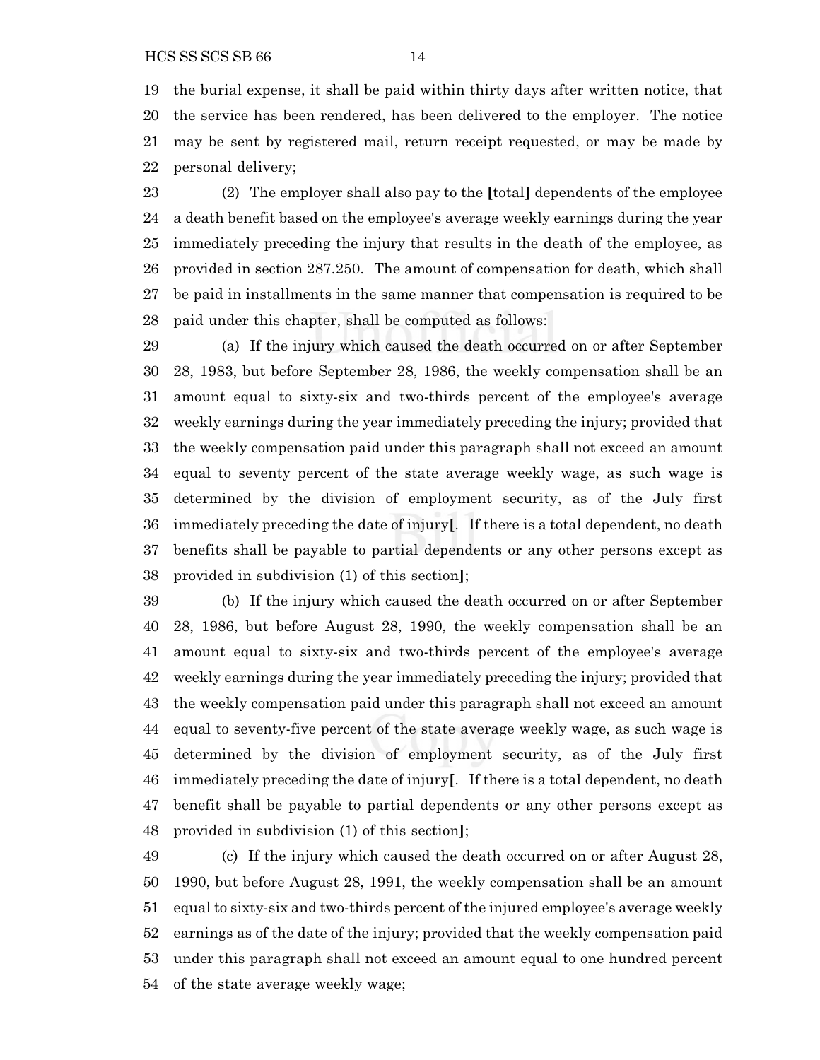19 the burial expense, it shall be paid within thirty days after written notice, that
20 the service has been rendered, has been delivered to the employer. The notice
21 may be sent by registered mail, return receipt requested, or may be made by
22 personal delivery;

23 (2) The employer shall also pay to the **[**total**]** dependents of the employee
24 a death benefit based on the employee's average weekly earnings during the year
25 immediately preceding the injury that results in the death of the employee, as
26 provided in section 287.250. The amount of compensation for death, which shall
27 be paid in installments in the same manner that compensation is required to be
28 paid under this chapter, shall be computed as follows:

29 (a) If the injury which caused the death occurred on or after September
30 28, 1983, but before September 28, 1986, the weekly compensation shall be an
31 amount equal to sixty-six and two-thirds percent of the employee's average
32 weekly earnings during the year immediately preceding the injury; provided that
33 the weekly compensation paid under this paragraph shall not exceed an amount
34 equal to seventy percent of the state average weekly wage, as such wage is
35 determined by the division of employment security, as of the July first
36 immediately preceding the date of injury**[**. If there is a total dependent, no death
37 benefits shall be payable to partial dependents or any other persons except as
38 provided in subdivision (1) of this section**]**;

39 (b) If the injury which caused the death occurred on or after September
40 28, 1986, but before August 28, 1990, the weekly compensation shall be an
41 amount equal to sixty-six and two-thirds percent of the employee's average
42 weekly earnings during the year immediately preceding the injury; provided that
43 the weekly compensation paid under this paragraph shall not exceed an amount
44 equal to seventy-five percent of the state average weekly wage, as such wage is
45 determined by the division of employment security, as of the July first
46 immediately preceding the date of injury**[**. If there is a total dependent, no death
47 benefit shall be payable to partial dependents or any other persons except as
48 provided in subdivision (1) of this section**]**;

49 (c) If the injury which caused the death occurred on or after August 28,
50 1990, but before August 28, 1991, the weekly compensation shall be an amount
51 equal to sixty-six and two-thirds percent of the injured employee's average weekly
52 earnings as of the date of the injury; provided that the weekly compensation paid
53 under this paragraph shall not exceed an amount equal to one hundred percent
54 of the state average weekly wage;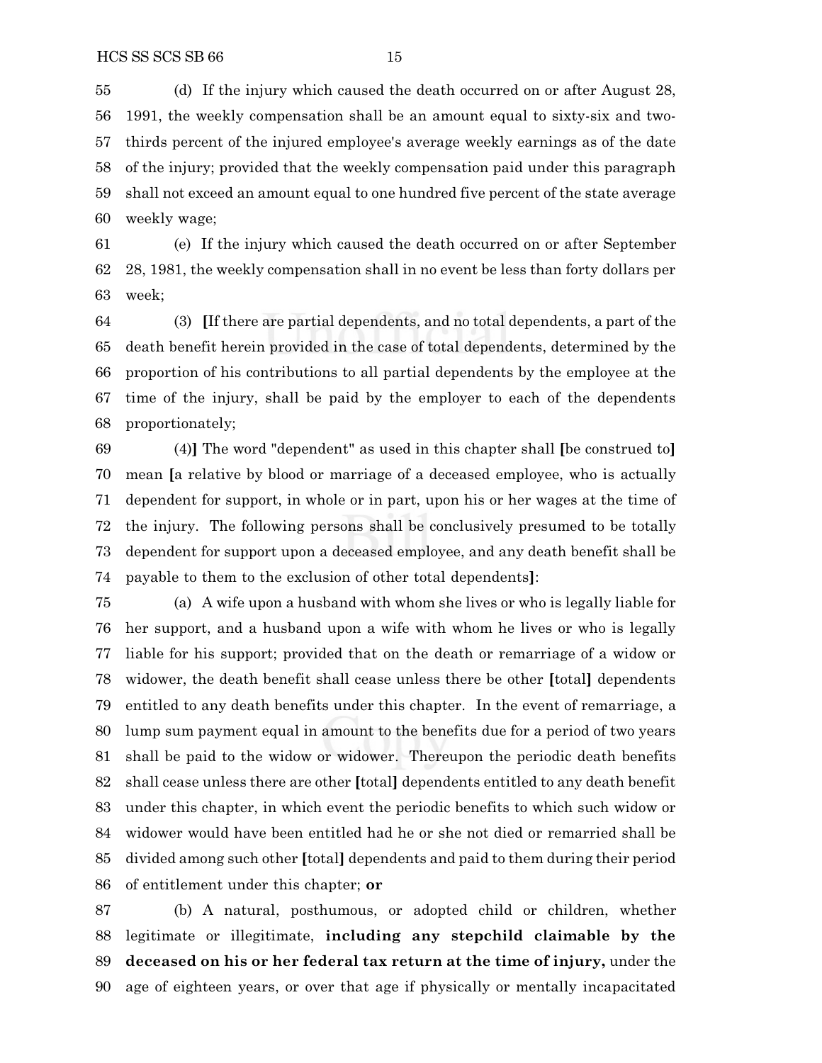(d) If the injury which caused the death occurred on or after August 28, 1991, the weekly compensation shall be an amount equal to sixty-six and two-thirds percent of the injured employee's average weekly earnings as of the date of the injury; provided that the weekly compensation paid under this paragraph shall not exceed an amount equal to one hundred five percent of the state average weekly wage;

(e) If the injury which caused the death occurred on or after September 28, 1981, the weekly compensation shall in no event be less than forty dollars per week;

(3) [If there are partial dependents, and no total dependents, a part of the death benefit herein provided in the case of total dependents, determined by the proportion of his contributions to all partial dependents by the employee at the time of the injury, shall be paid by the employer to each of the dependents proportionately;

(4)] The word "dependent" as used in this chapter shall [be construed to] mean [a relative by blood or marriage of a deceased employee, who is actually dependent for support, in whole or in part, upon his or her wages at the time of the injury. The following persons shall be conclusively presumed to be totally dependent for support upon a deceased employee, and any death benefit shall be payable to them to the exclusion of other total dependents]:

(a) A wife upon a husband with whom she lives or who is legally liable for her support, and a husband upon a wife with whom he lives or who is legally liable for his support; provided that on the death or remarriage of a widow or widower, the death benefit shall cease unless there be other [total] dependents entitled to any death benefits under this chapter. In the event of remarriage, a lump sum payment equal in amount to the benefits due for a period of two years shall be paid to the widow or widower. Thereupon the periodic death benefits shall cease unless there are other [total] dependents entitled to any death benefit under this chapter, in which event the periodic benefits to which such widow or widower would have been entitled had he or she not died or remarried shall be divided among such other [total] dependents and paid to them during their period of entitlement under this chapter; **or**

(b) A natural, posthumous, or adopted child or children, whether legitimate or illegitimate, **including any stepchild claimable by the deceased on his or her federal tax return at the time of injury,** under the age of eighteen years, or over that age if physically or mentally incapacitated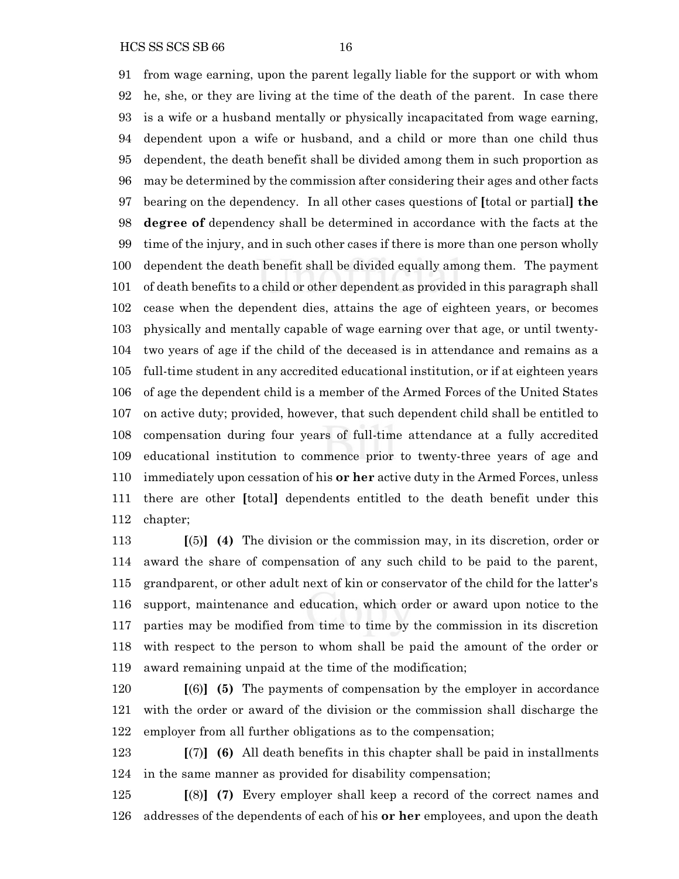91 from wage earning, upon the parent legally liable for the support or with whom
92 he, she, or they are living at the time of the death of the parent. In case there
93 is a wife or a husband mentally or physically incapacitated from wage earning,
94 dependent upon a wife or husband, and a child or more than one child thus
95 dependent, the death benefit shall be divided among them in such proportion as
96 may be determined by the commission after considering their ages and other facts
97 bearing on the dependency. In all other cases questions of **[**total or partial**]** **the**
98 **degree of** dependency shall be determined in accordance with the facts at the
99 time of the injury, and in such other cases if there is more than one person wholly
100 dependent the death benefit shall be divided equally among them. The payment
101 of death benefits to a child or other dependent as provided in this paragraph shall
102 cease when the dependent dies, attains the age of eighteen years, or becomes
103 physically and mentally capable of wage earning over that age, or until twenty-
104 two years of age if the child of the deceased is in attendance and remains as a
105 full-time student in any accredited educational institution, or if at eighteen years
106 of age the dependent child is a member of the Armed Forces of the United States
107 on active duty; provided, however, that such dependent child shall be entitled to
108 compensation during four years of full-time attendance at a fully accredited
109 educational institution to commence prior to twenty-three years of age and
110 immediately upon cessation of his **or her** active duty in the Armed Forces, unless
111 there are other **[**total**]** dependents entitled to the death benefit under this
112 chapter;

113 **[**(5)**]** **(4)** The division or the commission may, in its discretion, order or
114 award the share of compensation of any such child to be paid to the parent,
115 grandparent, or other adult next of kin or conservator of the child for the latter's
116 support, maintenance and education, which order or award upon notice to the
117 parties may be modified from time to time by the commission in its discretion
118 with respect to the person to whom shall be paid the amount of the order or
119 award remaining unpaid at the time of the modification;

120 **[**(6)**]** **(5)** The payments of compensation by the employer in accordance
121 with the order or award of the division or the commission shall discharge the
122 employer from all further obligations as to the compensation;

123 **[**(7)**]** **(6)** All death benefits in this chapter shall be paid in installments
124 in the same manner as provided for disability compensation;

125 **[**(8)**]** **(7)** Every employer shall keep a record of the correct names and
126 addresses of the dependents of each of his **or her** employees, and upon the death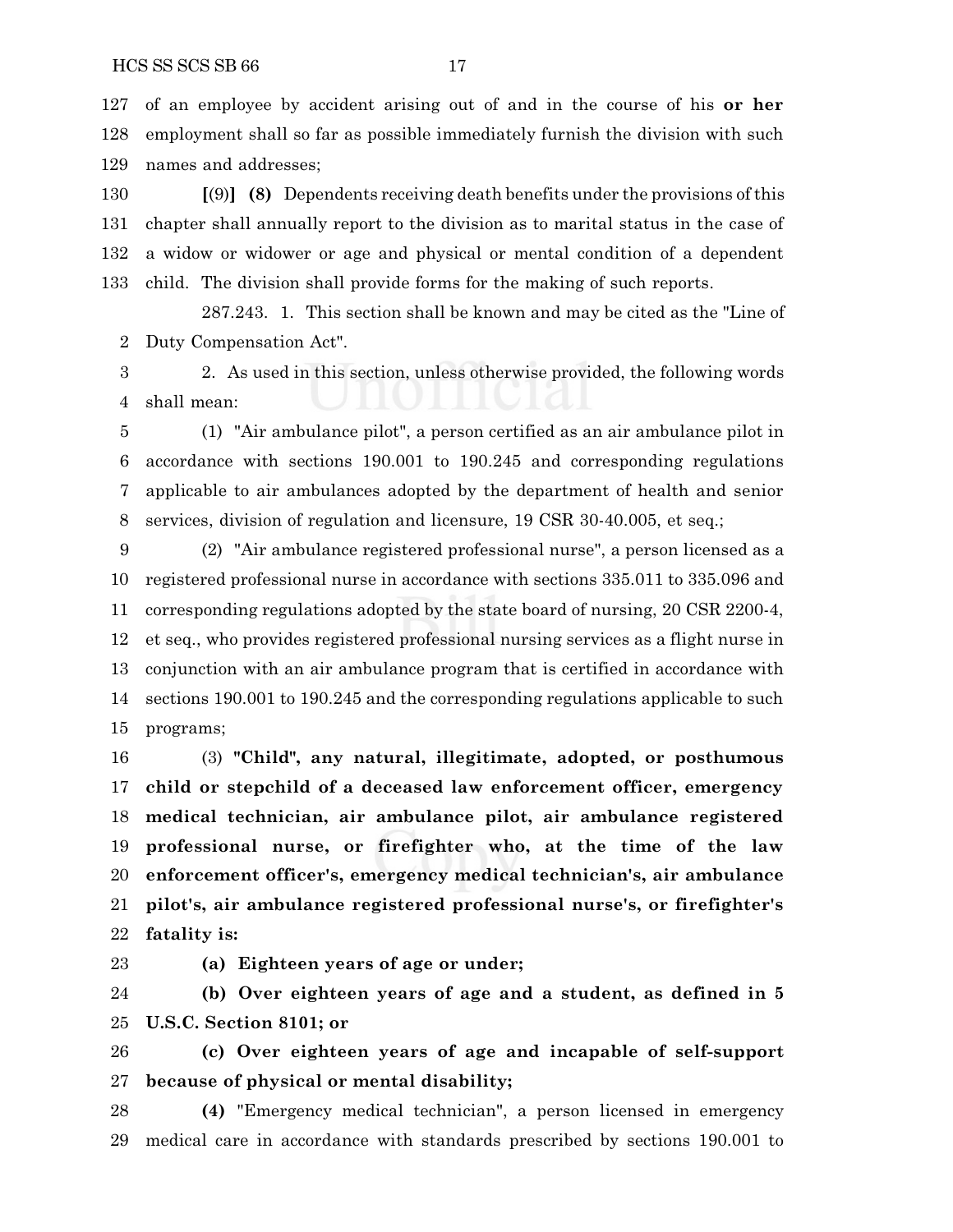of an employee by accident arising out of and in the course of his **or her** employment shall so far as possible immediately furnish the division with such names and addresses;

[(9)] **(8)** Dependents receiving death benefits under the provisions of this chapter shall annually report to the division as to marital status in the case of a widow or widower or age and physical or mental condition of a dependent child. The division shall provide forms for the making of such reports.

287.243. 1. This section shall be known and may be cited as the "Line of Duty Compensation Act".

2. As used in this section, unless otherwise provided, the following words shall mean:

(1) "Air ambulance pilot", a person certified as an air ambulance pilot in accordance with sections 190.001 to 190.245 and corresponding regulations applicable to air ambulances adopted by the department of health and senior services, division of regulation and licensure, 19 CSR 30-40.005, et seq.;

(2) "Air ambulance registered professional nurse", a person licensed as a registered professional nurse in accordance with sections 335.011 to 335.096 and corresponding regulations adopted by the state board of nursing, 20 CSR 2200-4, et seq., who provides registered professional nursing services as a flight nurse in conjunction with an air ambulance program that is certified in accordance with sections 190.001 to 190.245 and the corresponding regulations applicable to such programs;

(3) **"Child", any natural, illegitimate, adopted, or posthumous child or stepchild of a deceased law enforcement officer, emergency medical technician, air ambulance pilot, air ambulance registered professional nurse, or firefighter who, at the time of the law enforcement officer's, emergency medical technician's, air ambulance pilot's, air ambulance registered professional nurse's, or firefighter's fatality is:**

**(a) Eighteen years of age or under;**

**(b) Over eighteen years of age and a student, as defined in 5 U.S.C. Section 8101; or**

**(c) Over eighteen years of age and incapable of self-support because of physical or mental disability;**

**(4)** "Emergency medical technician", a person licensed in emergency medical care in accordance with standards prescribed by sections 190.001 to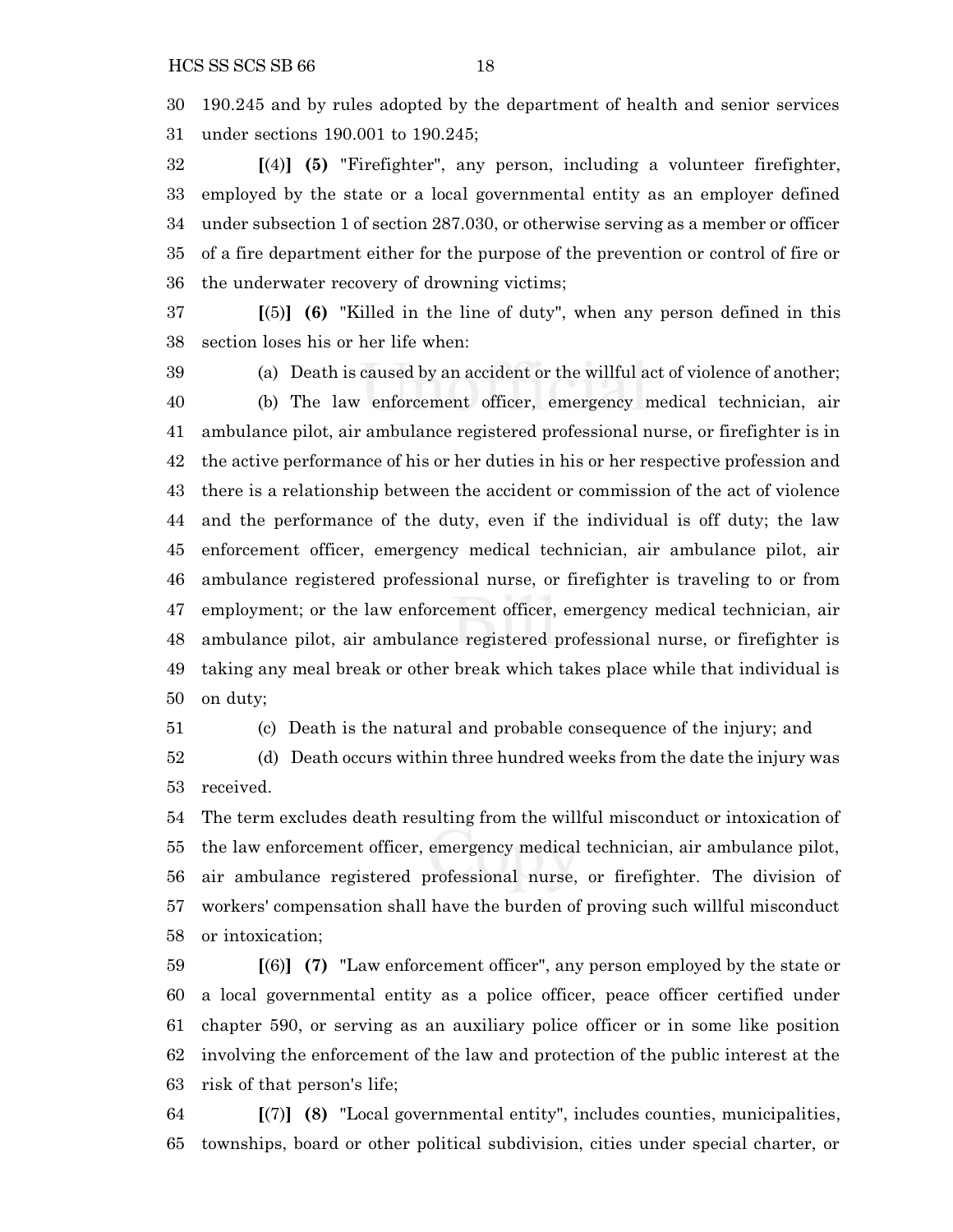190.245 and by rules adopted by the department of health and senior services under sections 190.001 to 190.245;

**[**(4)**]** **(5)** "Firefighter", any person, including a volunteer firefighter, employed by the state or a local governmental entity as an employer defined under subsection 1 of section 287.030, or otherwise serving as a member or officer of a fire department either for the purpose of the prevention or control of fire or the underwater recovery of drowning victims;

**[**(5)**]** **(6)** "Killed in the line of duty", when any person defined in this section loses his or her life when:

(a) Death is caused by an accident or the willful act of violence of another;

(b) The law enforcement officer, emergency medical technician, air ambulance pilot, air ambulance registered professional nurse, or firefighter is in the active performance of his or her duties in his or her respective profession and there is a relationship between the accident or commission of the act of violence and the performance of the duty, even if the individual is off duty; the law enforcement officer, emergency medical technician, air ambulance pilot, air ambulance registered professional nurse, or firefighter is traveling to or from employment; or the law enforcement officer, emergency medical technician, air ambulance pilot, air ambulance registered professional nurse, or firefighter is taking any meal break or other break which takes place while that individual is on duty;

(c) Death is the natural and probable consequence of the injury; and

(d) Death occurs within three hundred weeks from the date the injury was received.

The term excludes death resulting from the willful misconduct or intoxication of the law enforcement officer, emergency medical technician, air ambulance pilot, air ambulance registered professional nurse, or firefighter. The division of workers' compensation shall have the burden of proving such willful misconduct or intoxication;

**[**(6)**]** **(7)** "Law enforcement officer", any person employed by the state or a local governmental entity as a police officer, peace officer certified under chapter 590, or serving as an auxiliary police officer or in some like position involving the enforcement of the law and protection of the public interest at the risk of that person's life;

**[**(7)**]** **(8)** "Local governmental entity", includes counties, municipalities, townships, board or other political subdivision, cities under special charter, or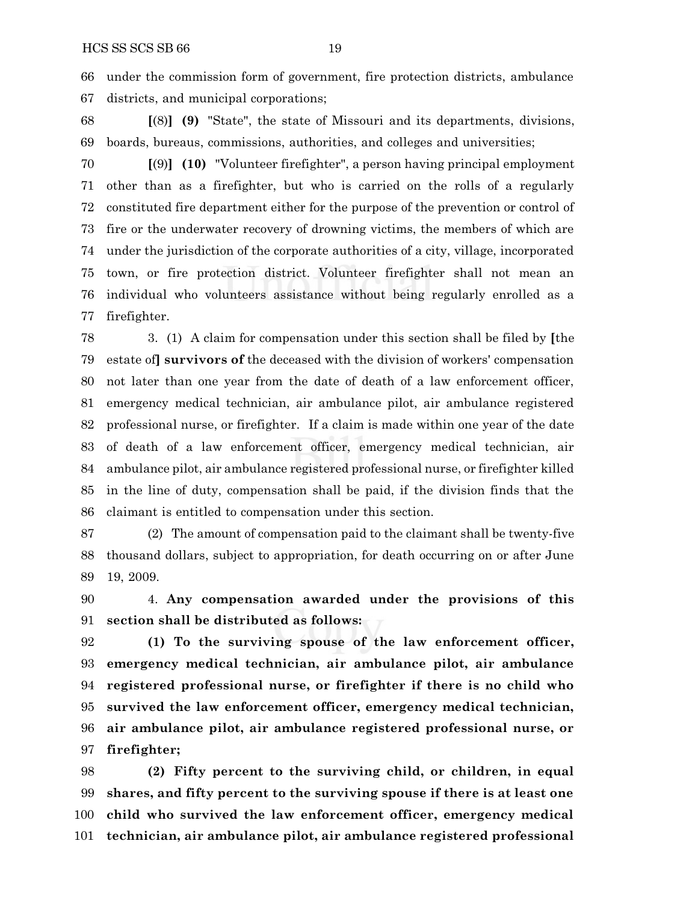under the commission form of government, fire protection districts, ambulance districts, and municipal corporations;

[(8)] **(9)** "State", the state of Missouri and its departments, divisions, boards, bureaus, commissions, authorities, and colleges and universities;

[(9)] **(10)** "Volunteer firefighter", a person having principal employment other than as a firefighter, but who is carried on the rolls of a regularly constituted fire department either for the purpose of the prevention or control of fire or the underwater recovery of drowning victims, the members of which are under the jurisdiction of the corporate authorities of a city, village, incorporated town, or fire protection district. Volunteer firefighter shall not mean an individual who volunteers assistance without being regularly enrolled as a firefighter.

3. (1) A claim for compensation under this section shall be filed by [the estate of] **survivors of** the deceased with the division of workers' compensation not later than one year from the date of death of a law enforcement officer, emergency medical technician, air ambulance pilot, air ambulance registered professional nurse, or firefighter. If a claim is made within one year of the date of death of a law enforcement officer, emergency medical technician, air ambulance pilot, air ambulance registered professional nurse, or firefighter killed in the line of duty, compensation shall be paid, if the division finds that the claimant is entitled to compensation under this section.

(2) The amount of compensation paid to the claimant shall be twenty-five thousand dollars, subject to appropriation, for death occurring on or after June 19, 2009.

4. **Any compensation awarded under the provisions of this section shall be distributed as follows:**

**(1) To the surviving spouse of the law enforcement officer, emergency medical technician, air ambulance pilot, air ambulance registered professional nurse, or firefighter if there is no child who survived the law enforcement officer, emergency medical technician, air ambulance pilot, air ambulance registered professional nurse, or firefighter;**

**(2) Fifty percent to the surviving child, or children, in equal shares, and fifty percent to the surviving spouse if there is at least one child who survived the law enforcement officer, emergency medical technician, air ambulance pilot, air ambulance registered professional**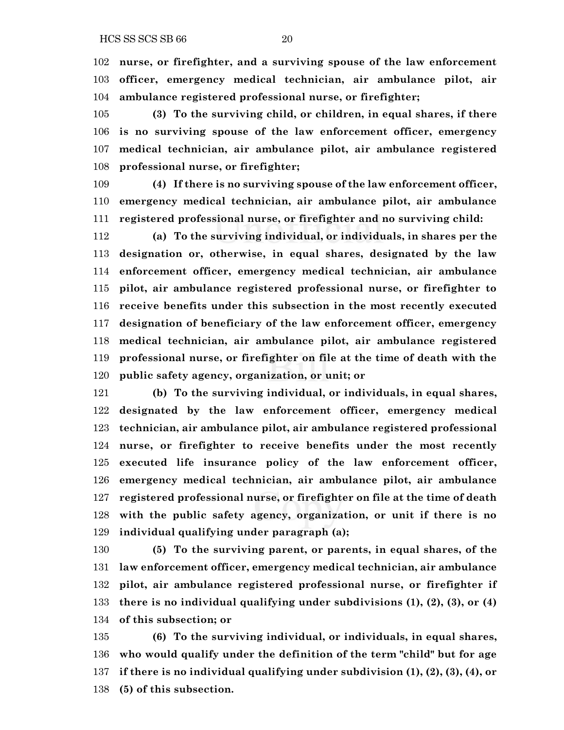**nurse, or firefighter, and a surviving spouse of the law enforcement officer, emergency medical technician, air ambulance pilot, air ambulance registered professional nurse, or firefighter;**

**(3) To the surviving child, or children, in equal shares, if there is no surviving spouse of the law enforcement officer, emergency medical technician, air ambulance pilot, air ambulance registered professional nurse, or firefighter;**

**(4) If there is no surviving spouse of the law enforcement officer, emergency medical technician, air ambulance pilot, air ambulance registered professional nurse, or firefighter and no surviving child:**

**(a) To the surviving individual, or individuals, in shares per the designation or, otherwise, in equal shares, designated by the law enforcement officer, emergency medical technician, air ambulance pilot, air ambulance registered professional nurse, or firefighter to receive benefits under this subsection in the most recently executed designation of beneficiary of the law enforcement officer, emergency medical technician, air ambulance pilot, air ambulance registered professional nurse, or firefighter on file at the time of death with the public safety agency, organization, or unit; or**

**(b) To the surviving individual, or individuals, in equal shares, designated by the law enforcement officer, emergency medical technician, air ambulance pilot, air ambulance registered professional nurse, or firefighter to receive benefits under the most recently executed life insurance policy of the law enforcement officer, emergency medical technician, air ambulance pilot, air ambulance registered professional nurse, or firefighter on file at the time of death with the public safety agency, organization, or unit if there is no individual qualifying under paragraph (a);**

**(5) To the surviving parent, or parents, in equal shares, of the law enforcement officer, emergency medical technician, air ambulance pilot, air ambulance registered professional nurse, or firefighter if there is no individual qualifying under subdivisions (1), (2), (3), or (4) of this subsection; or**

**(6) To the surviving individual, or individuals, in equal shares, who would qualify under the definition of the term "child" but for age if there is no individual qualifying under subdivision (1), (2), (3), (4), or (5) of this subsection.**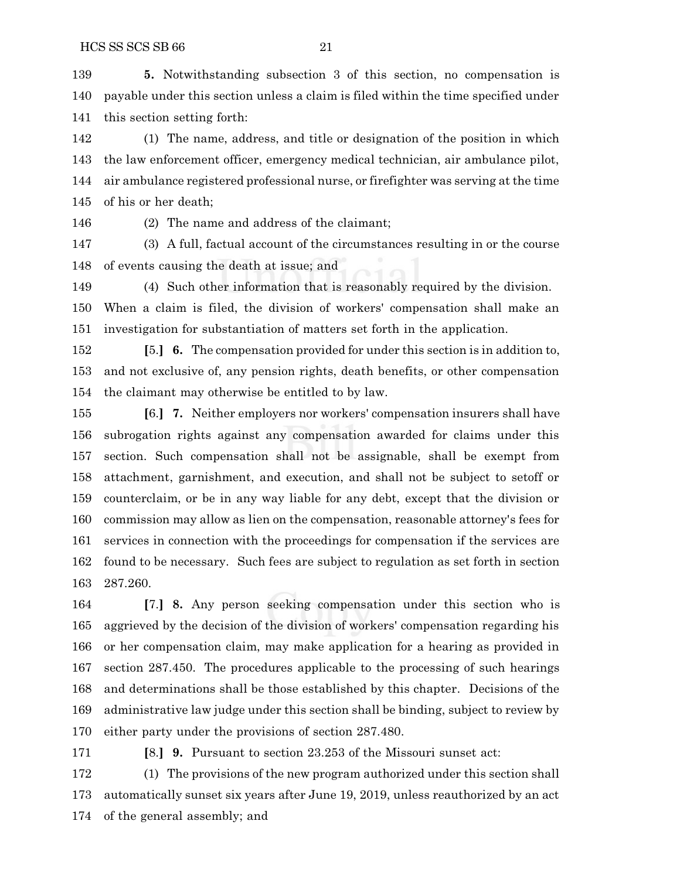**5.** Notwithstanding subsection 3 of this section, no compensation is payable under this section unless a claim is filed within the time specified under this section setting forth:

(1) The name, address, and title or designation of the position in which the law enforcement officer, emergency medical technician, air ambulance pilot, air ambulance registered professional nurse, or firefighter was serving at the time of his or her death;

(2) The name and address of the claimant;

(3) A full, factual account of the circumstances resulting in or the course of events causing the death at issue; and

(4) Such other information that is reasonably required by the division.

When a claim is filed, the division of workers' compensation shall make an investigation for substantiation of matters set forth in the application.

**[**5.**]** **6.** The compensation provided for under this section is in addition to, and not exclusive of, any pension rights, death benefits, or other compensation the claimant may otherwise be entitled to by law.

**[**6.**]** **7.** Neither employers nor workers' compensation insurers shall have subrogation rights against any compensation awarded for claims under this section. Such compensation shall not be assignable, shall be exempt from attachment, garnishment, and execution, and shall not be subject to setoff or counterclaim, or be in any way liable for any debt, except that the division or commission may allow as lien on the compensation, reasonable attorney's fees for services in connection with the proceedings for compensation if the services are found to be necessary. Such fees are subject to regulation as set forth in section 287.260.

**[**7.**]** **8.** Any person seeking compensation under this section who is aggrieved by the decision of the division of workers' compensation regarding his or her compensation claim, may make application for a hearing as provided in section 287.450. The procedures applicable to the processing of such hearings and determinations shall be those established by this chapter. Decisions of the administrative law judge under this section shall be binding, subject to review by either party under the provisions of section 287.480.

**[**8.**]** **9.** Pursuant to section 23.253 of the Missouri sunset act:

(1) The provisions of the new program authorized under this section shall automatically sunset six years after June 19, 2019, unless reauthorized by an act of the general assembly; and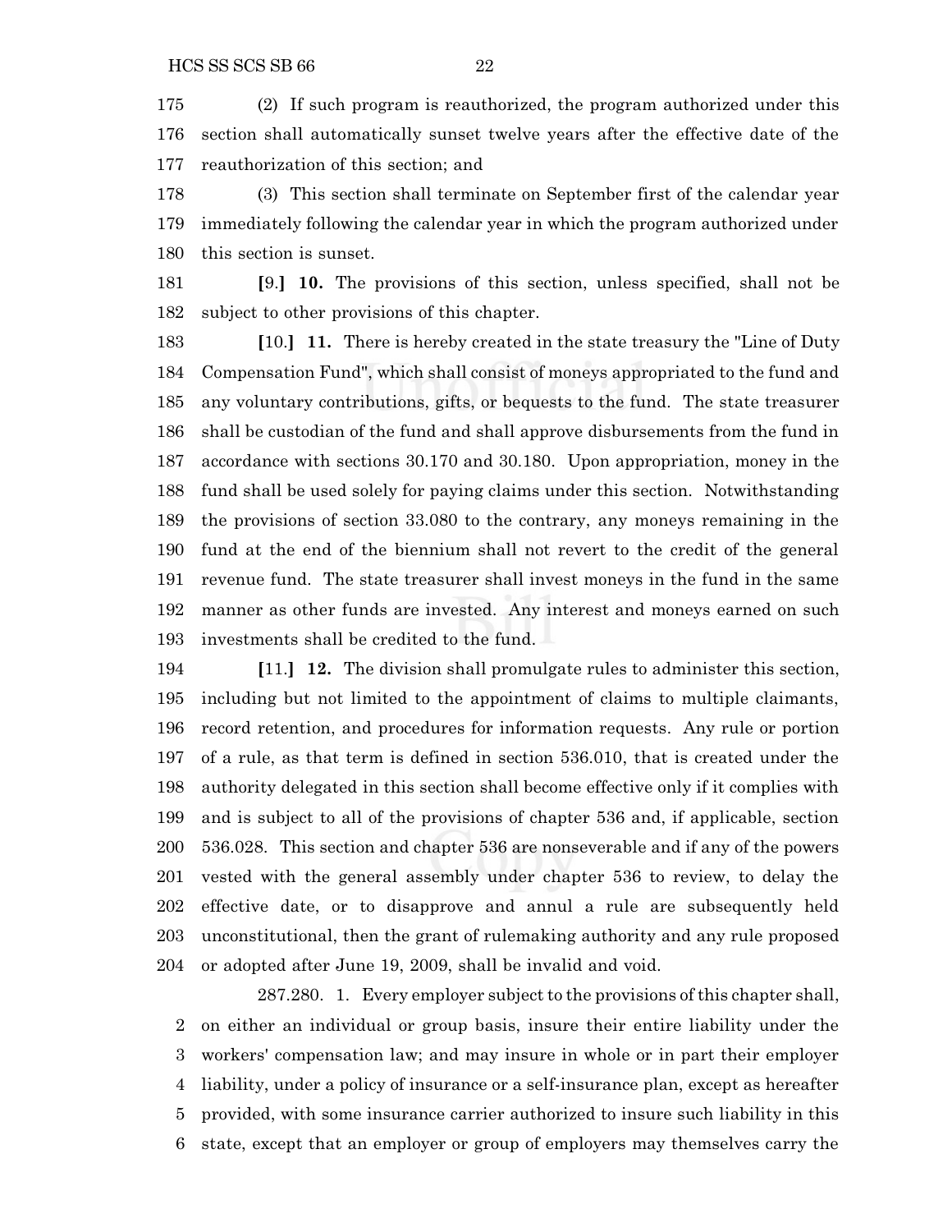(2) If such program is reauthorized, the program authorized under this section shall automatically sunset twelve years after the effective date of the reauthorization of this section; and

(3) This section shall terminate on September first of the calendar year immediately following the calendar year in which the program authorized under this section is sunset.

[9.] **10.** The provisions of this section, unless specified, shall not be subject to other provisions of this chapter.

[10.] **11.** There is hereby created in the state treasury the "Line of Duty Compensation Fund", which shall consist of moneys appropriated to the fund and any voluntary contributions, gifts, or bequests to the fund. The state treasurer shall be custodian of the fund and shall approve disbursements from the fund in accordance with sections 30.170 and 30.180. Upon appropriation, money in the fund shall be used solely for paying claims under this section. Notwithstanding the provisions of section 33.080 to the contrary, any moneys remaining in the fund at the end of the biennium shall not revert to the credit of the general revenue fund. The state treasurer shall invest moneys in the fund in the same manner as other funds are invested. Any interest and moneys earned on such investments shall be credited to the fund.

[11.] **12.** The division shall promulgate rules to administer this section, including but not limited to the appointment of claims to multiple claimants, record retention, and procedures for information requests. Any rule or portion of a rule, as that term is defined in section 536.010, that is created under the authority delegated in this section shall become effective only if it complies with and is subject to all of the provisions of chapter 536 and, if applicable, section 536.028. This section and chapter 536 are nonseverable and if any of the powers vested with the general assembly under chapter 536 to review, to delay the effective date, or to disapprove and annul a rule are subsequently held unconstitutional, then the grant of rulemaking authority and any rule proposed or adopted after June 19, 2009, shall be invalid and void.

287.280. 1. Every employer subject to the provisions of this chapter shall, on either an individual or group basis, insure their entire liability under the workers' compensation law; and may insure in whole or in part their employer liability, under a policy of insurance or a self-insurance plan, except as hereafter provided, with some insurance carrier authorized to insure such liability in this state, except that an employer or group of employers may themselves carry the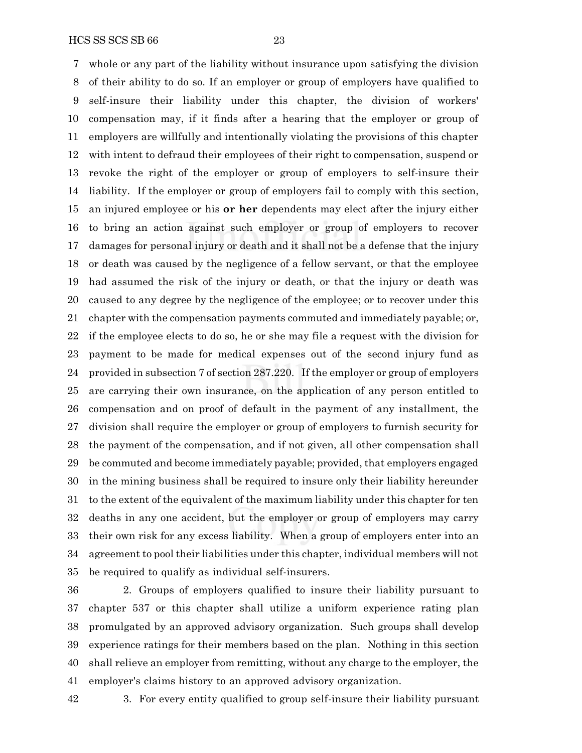whole or any part of the liability without insurance upon satisfying the division of their ability to do so. If an employer or group of employers have qualified to self-insure their liability under this chapter, the division of workers' compensation may, if it finds after a hearing that the employer or group of employers are willfully and intentionally violating the provisions of this chapter with intent to defraud their employees of their right to compensation, suspend or revoke the right of the employer or group of employers to self-insure their liability. If the employer or group of employers fail to comply with this section, an injured employee or his **or her** dependents may elect after the injury either to bring an action against such employer or group of employers to recover damages for personal injury or death and it shall not be a defense that the injury or death was caused by the negligence of a fellow servant, or that the employee had assumed the risk of the injury or death, or that the injury or death was caused to any degree by the negligence of the employee; or to recover under this chapter with the compensation payments commuted and immediately payable; or, if the employee elects to do so, he or she may file a request with the division for payment to be made for medical expenses out of the second injury fund as provided in subsection 7 of section 287.220. If the employer or group of employers are carrying their own insurance, on the application of any person entitled to compensation and on proof of default in the payment of any installment, the division shall require the employer or group of employers to furnish security for the payment of the compensation, and if not given, all other compensation shall be commuted and become immediately payable; provided, that employers engaged in the mining business shall be required to insure only their liability hereunder to the extent of the equivalent of the maximum liability under this chapter for ten deaths in any one accident, but the employer or group of employers may carry their own risk for any excess liability. When a group of employers enter into an agreement to pool their liabilities under this chapter, individual members will not be required to qualify as individual self-insurers.

2. Groups of employers qualified to insure their liability pursuant to chapter 537 or this chapter shall utilize a uniform experience rating plan promulgated by an approved advisory organization. Such groups shall develop experience ratings for their members based on the plan. Nothing in this section shall relieve an employer from remitting, without any charge to the employer, the employer's claims history to an approved advisory organization.

3. For every entity qualified to group self-insure their liability pursuant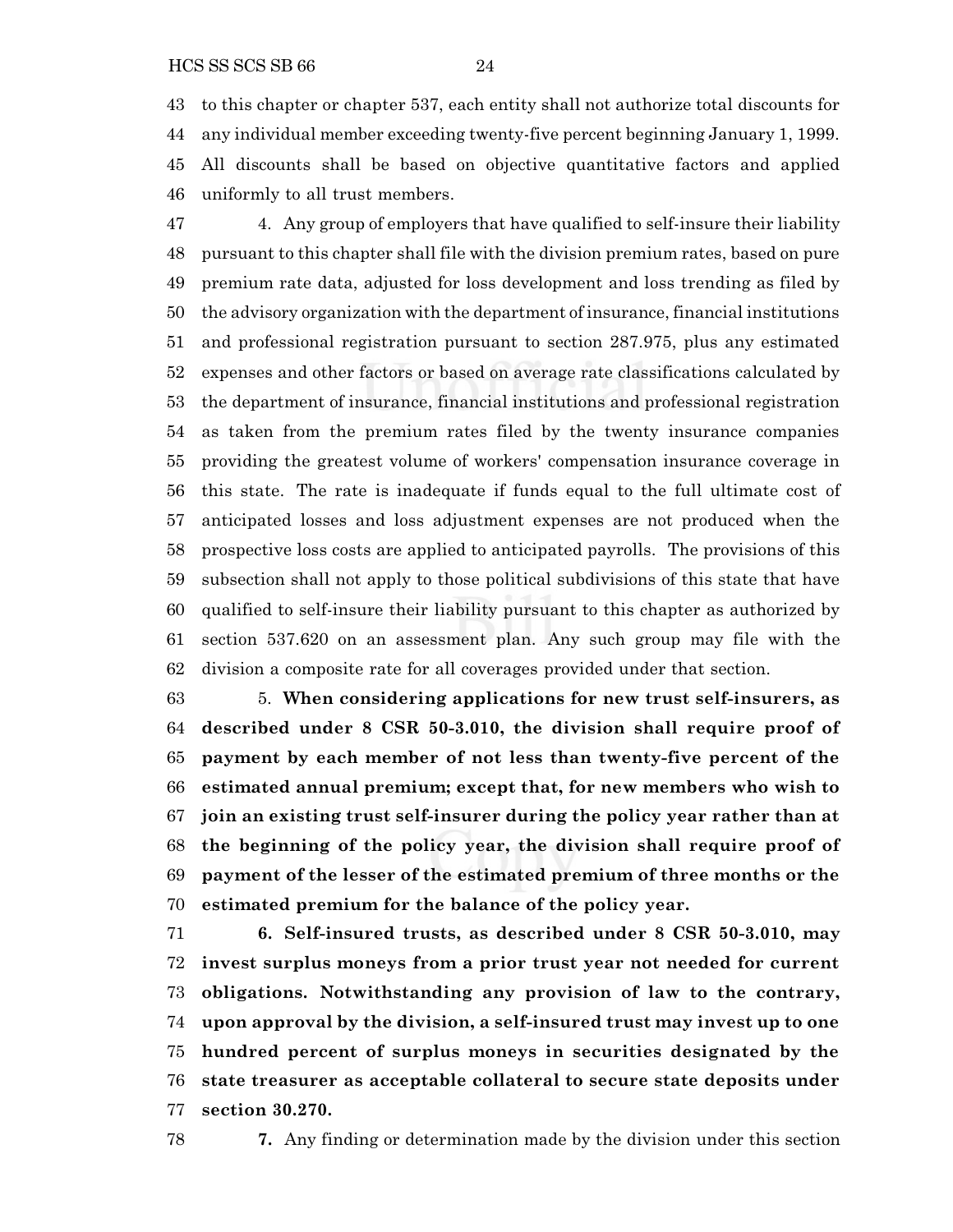to this chapter or chapter 537, each entity shall not authorize total discounts for any individual member exceeding twenty-five percent beginning January 1, 1999. All discounts shall be based on objective quantitative factors and applied uniformly to all trust members.

4. Any group of employers that have qualified to self-insure their liability pursuant to this chapter shall file with the division premium rates, based on pure premium rate data, adjusted for loss development and loss trending as filed by the advisory organization with the department of insurance, financial institutions and professional registration pursuant to section 287.975, plus any estimated expenses and other factors or based on average rate classifications calculated by the department of insurance, financial institutions and professional registration as taken from the premium rates filed by the twenty insurance companies providing the greatest volume of workers' compensation insurance coverage in this state. The rate is inadequate if funds equal to the full ultimate cost of anticipated losses and loss adjustment expenses are not produced when the prospective loss costs are applied to anticipated payrolls. The provisions of this subsection shall not apply to those political subdivisions of this state that have qualified to self-insure their liability pursuant to this chapter as authorized by section 537.620 on an assessment plan. Any such group may file with the division a composite rate for all coverages provided under that section.

5. **When considering applications for new trust self-insurers, as described under 8 CSR 50-3.010, the division shall require proof of payment by each member of not less than twenty-five percent of the estimated annual premium; except that, for new members who wish to join an existing trust self-insurer during the policy year rather than at the beginning of the policy year, the division shall require proof of payment of the lesser of the estimated premium of three months or the estimated premium for the balance of the policy year.**

**6. Self-insured trusts, as described under 8 CSR 50-3.010, may invest surplus moneys from a prior trust year not needed for current obligations. Notwithstanding any provision of law to the contrary, upon approval by the division, a self-insured trust may invest up to one hundred percent of surplus moneys in securities designated by the state treasurer as acceptable collateral to secure state deposits under section 30.270.**

**7.** Any finding or determination made by the division under this section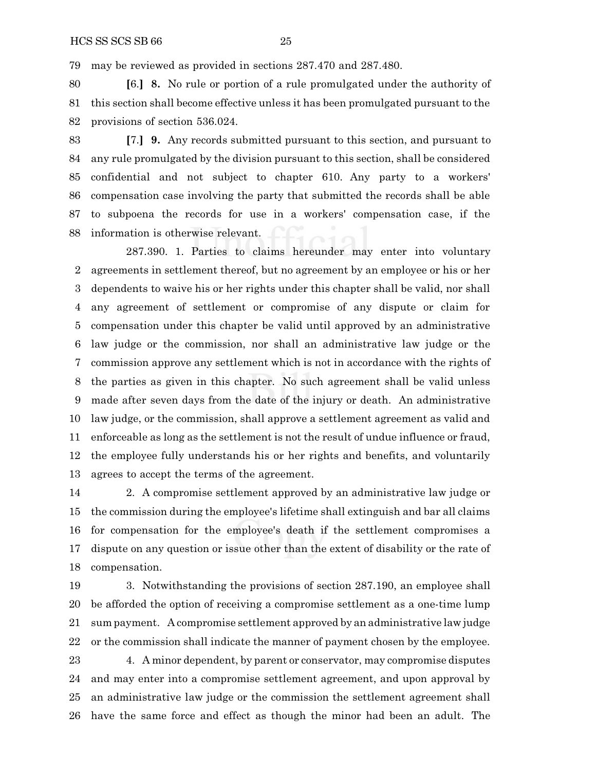may be reviewed as provided in sections 287.470 and 287.480.

[6.] **8.** No rule or portion of a rule promulgated under the authority of this section shall become effective unless it has been promulgated pursuant to the provisions of section 536.024.

[7.] **9.** Any records submitted pursuant to this section, and pursuant to any rule promulgated by the division pursuant to this section, shall be considered confidential and not subject to chapter 610. Any party to a workers' compensation case involving the party that submitted the records shall be able to subpoena the records for use in a workers' compensation case, if the information is otherwise relevant.

287.390. 1. Parties to claims hereunder may enter into voluntary agreements in settlement thereof, but no agreement by an employee or his or her dependents to waive his or her rights under this chapter shall be valid, nor shall any agreement of settlement or compromise of any dispute or claim for compensation under this chapter be valid until approved by an administrative law judge or the commission, nor shall an administrative law judge or the commission approve any settlement which is not in accordance with the rights of the parties as given in this chapter. No such agreement shall be valid unless made after seven days from the date of the injury or death. An administrative law judge, or the commission, shall approve a settlement agreement as valid and enforceable as long as the settlement is not the result of undue influence or fraud, the employee fully understands his or her rights and benefits, and voluntarily agrees to accept the terms of the agreement.

2. A compromise settlement approved by an administrative law judge or the commission during the employee's lifetime shall extinguish and bar all claims for compensation for the employee's death if the settlement compromises a dispute on any question or issue other than the extent of disability or the rate of compensation.

3. Notwithstanding the provisions of section 287.190, an employee shall be afforded the option of receiving a compromise settlement as a one-time lump sum payment. A compromise settlement approved by an administrative law judge or the commission shall indicate the manner of payment chosen by the employee.

4. A minor dependent, by parent or conservator, may compromise disputes and may enter into a compromise settlement agreement, and upon approval by an administrative law judge or the commission the settlement agreement shall have the same force and effect as though the minor had been an adult. The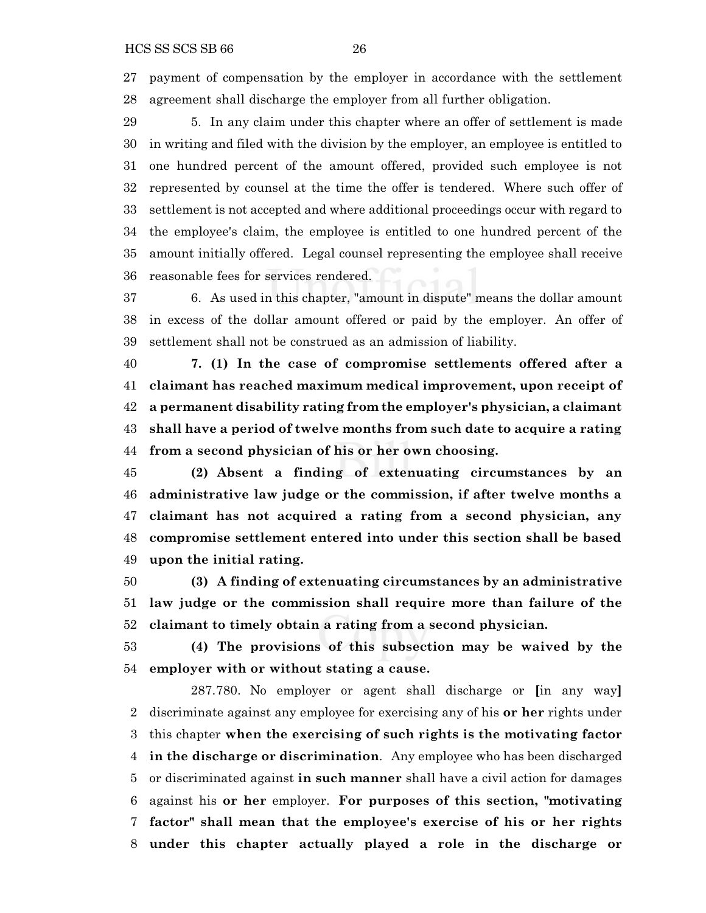payment of compensation by the employer in accordance with the settlement agreement shall discharge the employer from all further obligation.

5. In any claim under this chapter where an offer of settlement is made in writing and filed with the division by the employer, an employee is entitled to one hundred percent of the amount offered, provided such employee is not represented by counsel at the time the offer is tendered. Where such offer of settlement is not accepted and where additional proceedings occur with regard to the employee's claim, the employee is entitled to one hundred percent of the amount initially offered. Legal counsel representing the employee shall receive reasonable fees for services rendered.

6. As used in this chapter, "amount in dispute" means the dollar amount in excess of the dollar amount offered or paid by the employer. An offer of settlement shall not be construed as an admission of liability.

**7. (1) In the case of compromise settlements offered after a claimant has reached maximum medical improvement, upon receipt of a permanent disability rating from the employer's physician, a claimant shall have a period of twelve months from such date to acquire a rating from a second physician of his or her own choosing.**

**(2) Absent a finding of extenuating circumstances by an administrative law judge or the commission, if after twelve months a claimant has not acquired a rating from a second physician, any compromise settlement entered into under this section shall be based upon the initial rating.**

**(3) A finding of extenuating circumstances by an administrative law judge or the commission shall require more than failure of the claimant to timely obtain a rating from a second physician.**

**(4) The provisions of this subsection may be waived by the employer with or without stating a cause.**

287.780. No employer or agent shall discharge or **[**in any way**]** discriminate against any employee for exercising any of his **or her** rights under this chapter **when the exercising of such rights is the motivating factor in the discharge or discrimination**. Any employee who has been discharged or discriminated against **in such manner** shall have a civil action for damages against his **or her** employer. **For purposes of this section, "motivating factor" shall mean that the employee's exercise of his or her rights under this chapter actually played a role in the discharge or**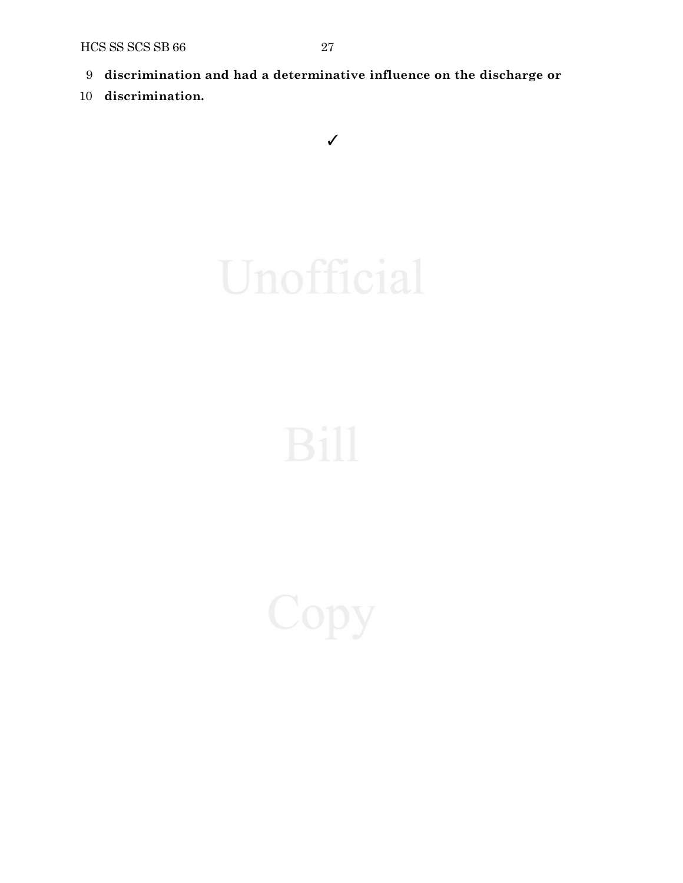**discrimination and had a determinative influence on the discharge or discrimination.**

✓